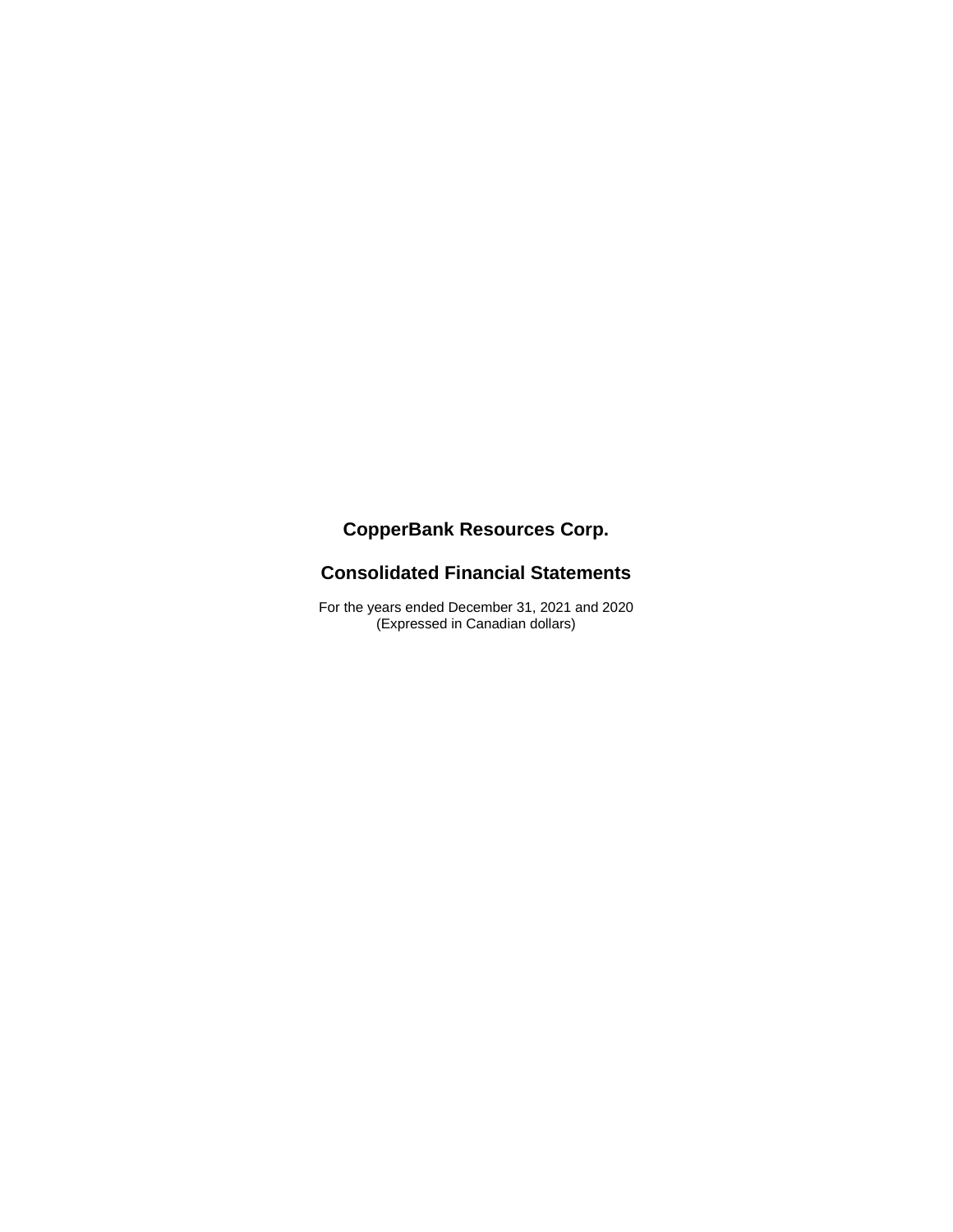# CopperBank Resources Corp.

## Consolidated Financial Statements

For the years ended December 31, 2021 and 2020
(Expressed in Canadian dollars)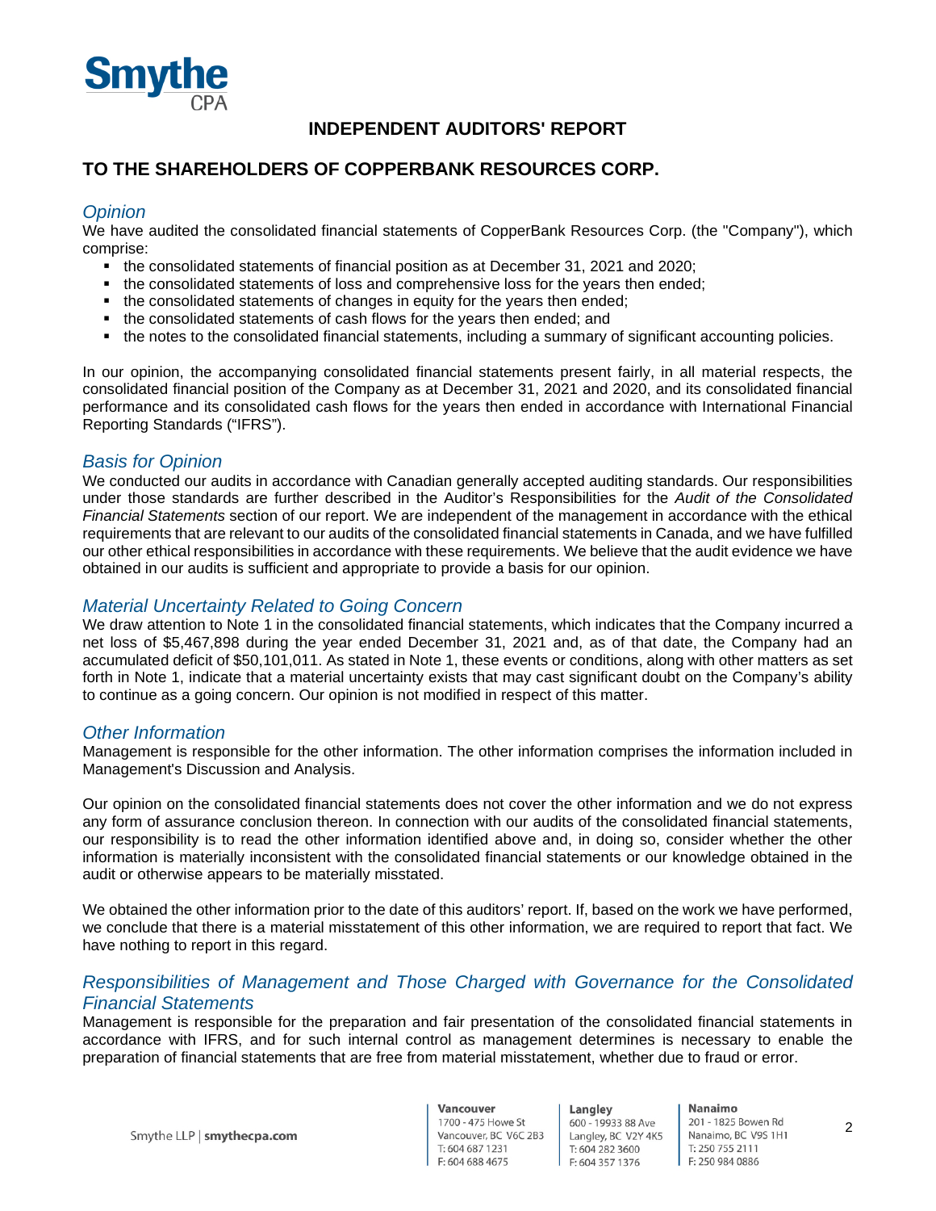Smythe CPA

# INDEPENDENT AUDITORS' REPORT

## TO THE SHAREHOLDERS OF COPPERBANK RESOURCES CORP.

### *Opinion*

We have audited the consolidated financial statements of CopperBank Resources Corp. (the "Company"), which comprise:

- the consolidated statements of financial position as at December 31, 2021 and 2020;
- the consolidated statements of loss and comprehensive loss for the years then ended;
- the consolidated statements of changes in equity for the years then ended;
- the consolidated statements of cash flows for the years then ended; and
- the notes to the consolidated financial statements, including a summary of significant accounting policies.

In our opinion, the accompanying consolidated financial statements present fairly, in all material respects, the consolidated financial position of the Company as at December 31, 2021 and 2020, and its consolidated financial performance and its consolidated cash flows for the years then ended in accordance with International Financial Reporting Standards ("IFRS").

### *Basis for Opinion*

We conducted our audits in accordance with Canadian generally accepted auditing standards. Our responsibilities under those standards are further described in the Auditor's Responsibilities for the *Audit of the Consolidated Financial Statements* section of our report. We are independent of the management in accordance with the ethical requirements that are relevant to our audits of the consolidated financial statements in Canada, and we have fulfilled our other ethical responsibilities in accordance with these requirements. We believe that the audit evidence we have obtained in our audits is sufficient and appropriate to provide a basis for our opinion.

### *Material Uncertainty Related to Going Concern*

We draw attention to Note 1 in the consolidated financial statements, which indicates that the Company incurred a net loss of $5,467,898 during the year ended December 31, 2021 and, as of that date, the Company had an accumulated deficit of $50,101,011. As stated in Note 1, these events or conditions, along with other matters as set forth in Note 1, indicate that a material uncertainty exists that may cast significant doubt on the Company's ability to continue as a going concern. Our opinion is not modified in respect of this matter.

### *Other Information*

Management is responsible for the other information. The other information comprises the information included in Management's Discussion and Analysis.

Our opinion on the consolidated financial statements does not cover the other information and we do not express any form of assurance conclusion thereon. In connection with our audits of the consolidated financial statements, our responsibility is to read the other information identified above and, in doing so, consider whether the other information is materially inconsistent with the consolidated financial statements or our knowledge obtained in the audit or otherwise appears to be materially misstated.

We obtained the other information prior to the date of this auditors' report. If, based on the work we have performed, we conclude that there is a material misstatement of this other information, we are required to report that fact. We have nothing to report in this regard.

### *Responsibilities of Management and Those Charged with Governance for the Consolidated Financial Statements*

Management is responsible for the preparation and fair presentation of the consolidated financial statements in accordance with IFRS, and for such internal control as management determines is necessary to enable the preparation of financial statements that are free from material misstatement, whether due to fraud or error.

Smythe LLP | smythecpa.com

**Vancouver**
1700 - 475 Howe St
Vancouver, BC V6C 2B3
T: 604 687 1231
F: 604 688 4675

**Langley**
600 - 19933 88 Ave
Langley, BC V2Y 4K5
T: 604 282 3600
F: 604 357 1376

**Nanaimo**
201 - 1825 Bowen Rd
Nanaimo, BC V9S 1H1
T: 250 755 2111
F: 250 984 0886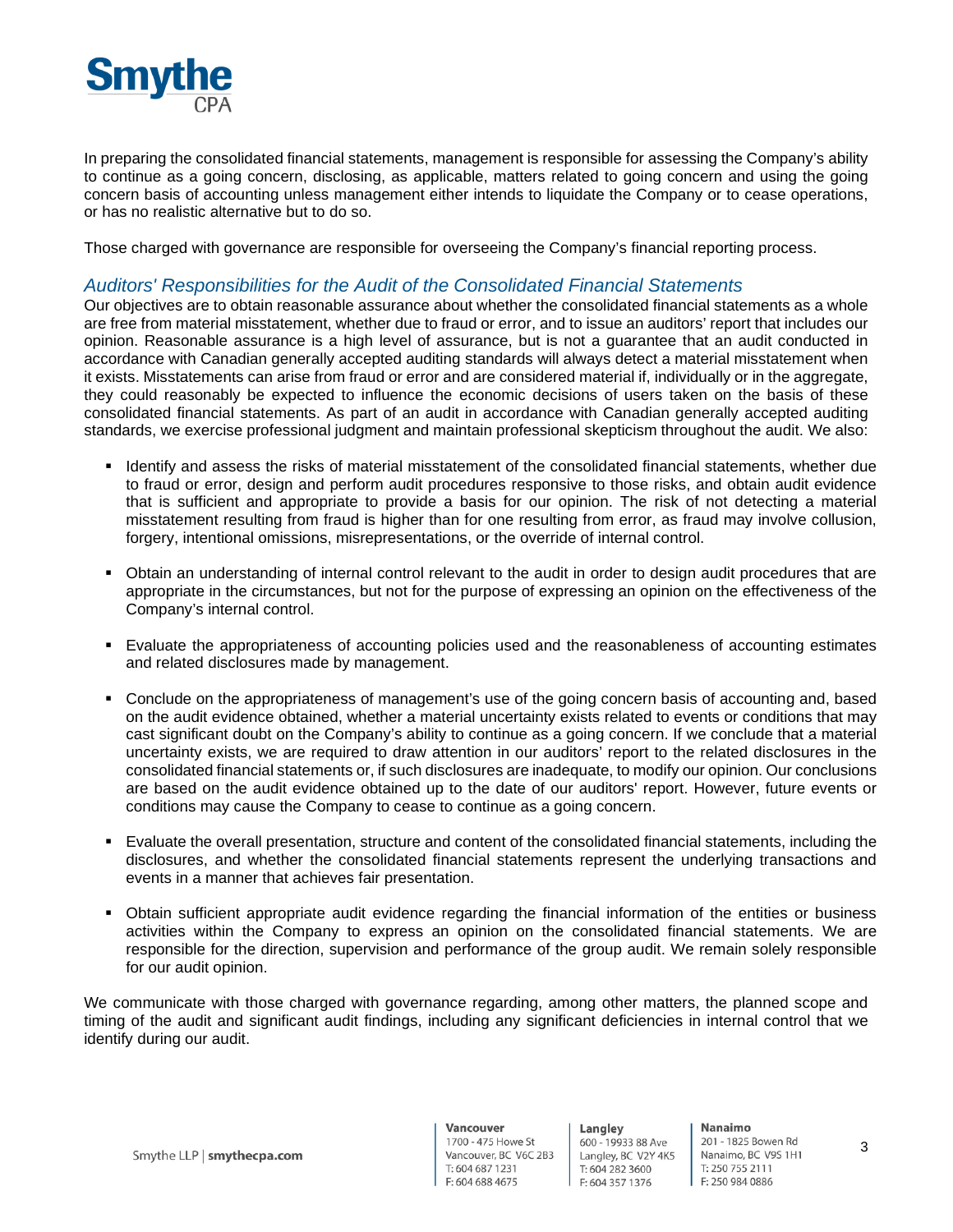In preparing the consolidated financial statements, management is responsible for assessing the Company's ability to continue as a going concern, disclosing, as applicable, matters related to going concern and using the going concern basis of accounting unless management either intends to liquidate the Company or to cease operations, or has no realistic alternative but to do so.

Those charged with governance are responsible for overseeing the Company's financial reporting process.

## *Auditors' Responsibilities for the Audit of the Consolidated Financial Statements*

Our objectives are to obtain reasonable assurance about whether the consolidated financial statements as a whole are free from material misstatement, whether due to fraud or error, and to issue an auditors' report that includes our opinion. Reasonable assurance is a high level of assurance, but is not a guarantee that an audit conducted in accordance with Canadian generally accepted auditing standards will always detect a material misstatement when it exists. Misstatements can arise from fraud or error and are considered material if, individually or in the aggregate, they could reasonably be expected to influence the economic decisions of users taken on the basis of these consolidated financial statements. As part of an audit in accordance with Canadian generally accepted auditing standards, we exercise professional judgment and maintain professional skepticism throughout the audit. We also:

- Identify and assess the risks of material misstatement of the consolidated financial statements, whether due to fraud or error, design and perform audit procedures responsive to those risks, and obtain audit evidence that is sufficient and appropriate to provide a basis for our opinion. The risk of not detecting a material misstatement resulting from fraud is higher than for one resulting from error, as fraud may involve collusion, forgery, intentional omissions, misrepresentations, or the override of internal control.

- Obtain an understanding of internal control relevant to the audit in order to design audit procedures that are appropriate in the circumstances, but not for the purpose of expressing an opinion on the effectiveness of the Company's internal control.

- Evaluate the appropriateness of accounting policies used and the reasonableness of accounting estimates and related disclosures made by management.

- Conclude on the appropriateness of management's use of the going concern basis of accounting and, based on the audit evidence obtained, whether a material uncertainty exists related to events or conditions that may cast significant doubt on the Company's ability to continue as a going concern. If we conclude that a material uncertainty exists, we are required to draw attention in our auditors' report to the related disclosures in the consolidated financial statements or, if such disclosures are inadequate, to modify our opinion. Our conclusions are based on the audit evidence obtained up to the date of our auditors' report. However, future events or conditions may cause the Company to cease to continue as a going concern.

- Evaluate the overall presentation, structure and content of the consolidated financial statements, including the disclosures, and whether the consolidated financial statements represent the underlying transactions and events in a manner that achieves fair presentation.

- Obtain sufficient appropriate audit evidence regarding the financial information of the entities or business activities within the Company to express an opinion on the consolidated financial statements. We are responsible for the direction, supervision and performance of the group audit. We remain solely responsible for our audit opinion.

We communicate with those charged with governance regarding, among other matters, the planned scope and timing of the audit and significant audit findings, including any significant deficiencies in internal control that we identify during our audit.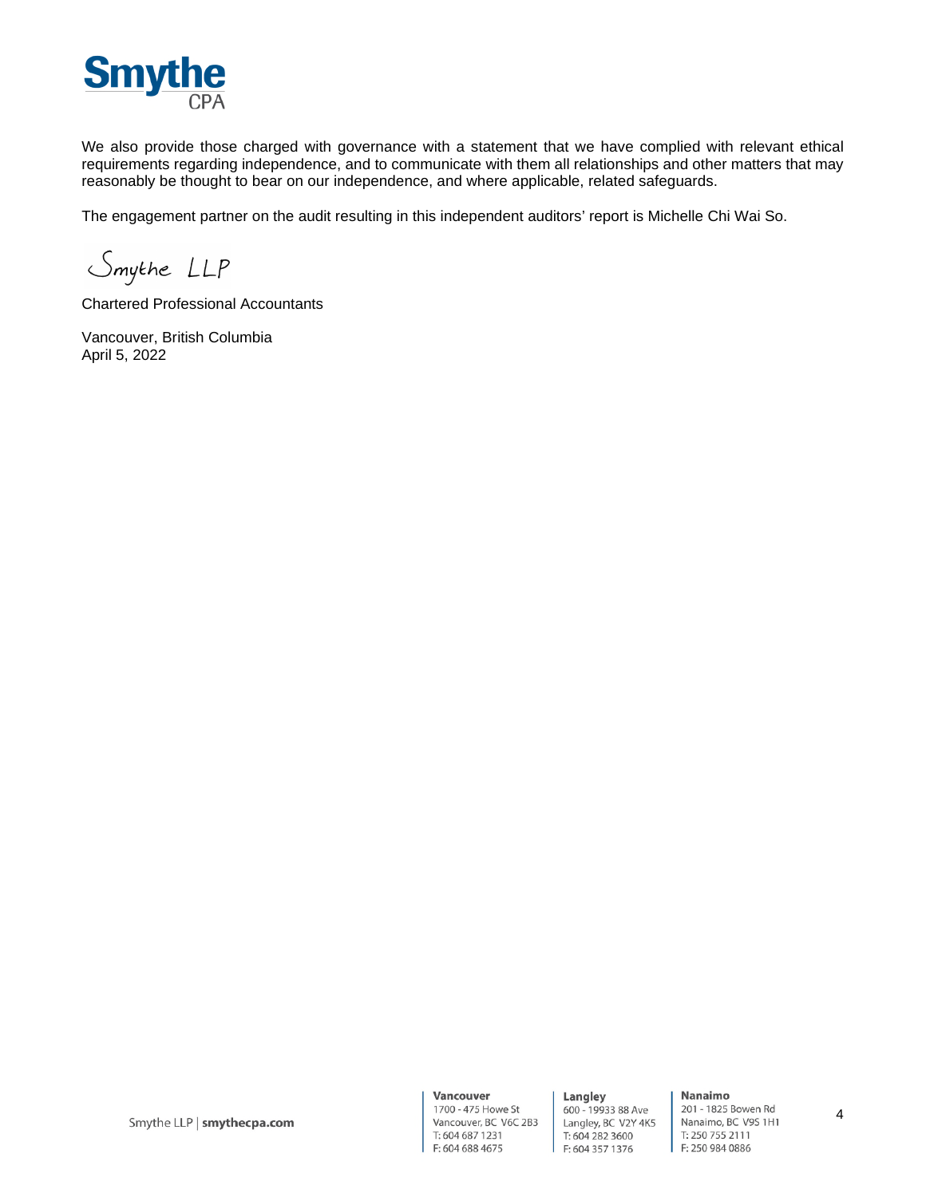We also provide those charged with governance with a statement that we have complied with relevant ethical requirements regarding independence, and to communicate with them all relationships and other matters that may reasonably be thought to bear on our independence, and where applicable, related safeguards.

The engagement partner on the audit resulting in this independent auditors' report is Michelle Chi Wai So.

Smythe LLP

Chartered Professional Accountants

Vancouver, British Columbia
April 5, 2022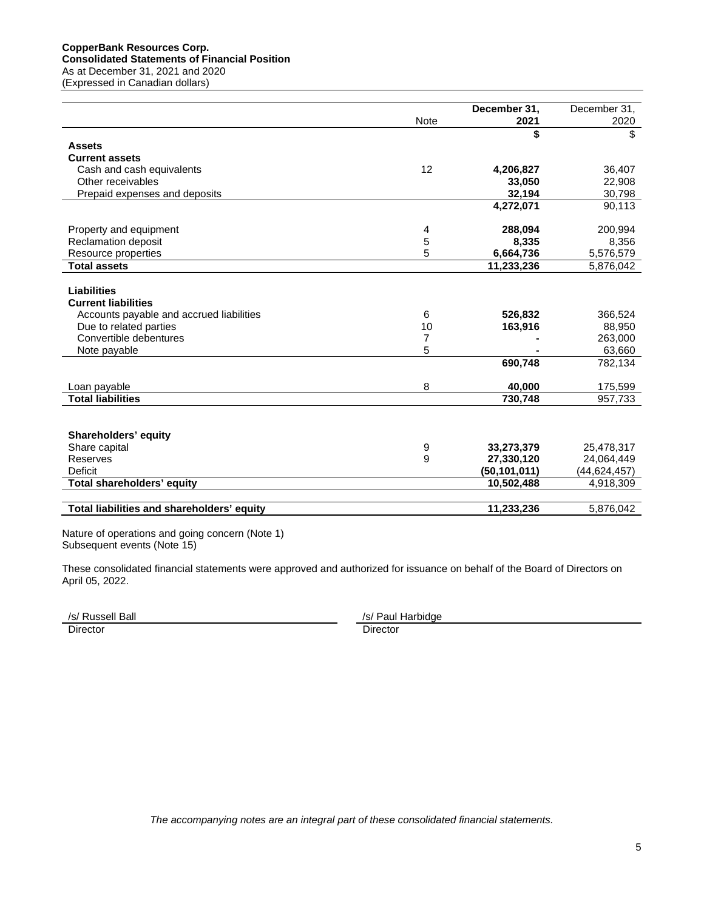**CopperBank Resources Corp.**
**Consolidated Statements of Financial Position**
As at December 31, 2021 and 2020
(Expressed in Canadian dollars)

| | Note | **December 31, 2021** | December 31, 2020 |
|---|---|---|---|
| | | **$** | $ |
| **Assets** | | | |
| **Current assets** | | | |
| Cash and cash equivalents | 12 | **4,206,827** | 36,407 |
| Other receivables | | **33,050** | 22,908 |
| Prepaid expenses and deposits | | **32,194** | 30,798 |
| | | **4,272,071** | 90,113 |
| Property and equipment | 4 | **288,094** | 200,994 |
| Reclamation deposit | 5 | **8,335** | 8,356 |
| Resource properties | 5 | **6,664,736** | 5,576,579 |
| **Total assets** | | **11,233,236** | 5,876,042 |
| **Liabilities** | | | |
| **Current liabilities** | | | |
| Accounts payable and accrued liabilities | 6 | **526,832** | 366,524 |
| Due to related parties | 10 | **163,916** | 88,950 |
| Convertible debentures | 7 | **-** | 263,000 |
| Note payable | 5 | **-** | 63,660 |
| | | **690,748** | 782,134 |
| Loan payable | 8 | **40,000** | 175,599 |
| **Total liabilities** | | **730,748** | 957,733 |
| **Shareholders' equity** | | | |
| Share capital | 9 | **33,273,379** | 25,478,317 |
| Reserves | 9 | **27,330,120** | 24,064,449 |
| Deficit | | **(50,101,011)** | (44,624,457) |
| **Total shareholders' equity** | | **10,502,488** | 4,918,309 |
| **Total liabilities and shareholders' equity** | | **11,233,236** | 5,876,042 |

Nature of operations and going concern (Note 1)
Subsequent events (Note 15)

These consolidated financial statements were approved and authorized for issuance on behalf of the Board of Directors on April 05, 2022.

/s/ Russell Ball
Director

/s/ Paul Harbidge
Director

*The accompanying notes are an integral part of these consolidated financial statements.*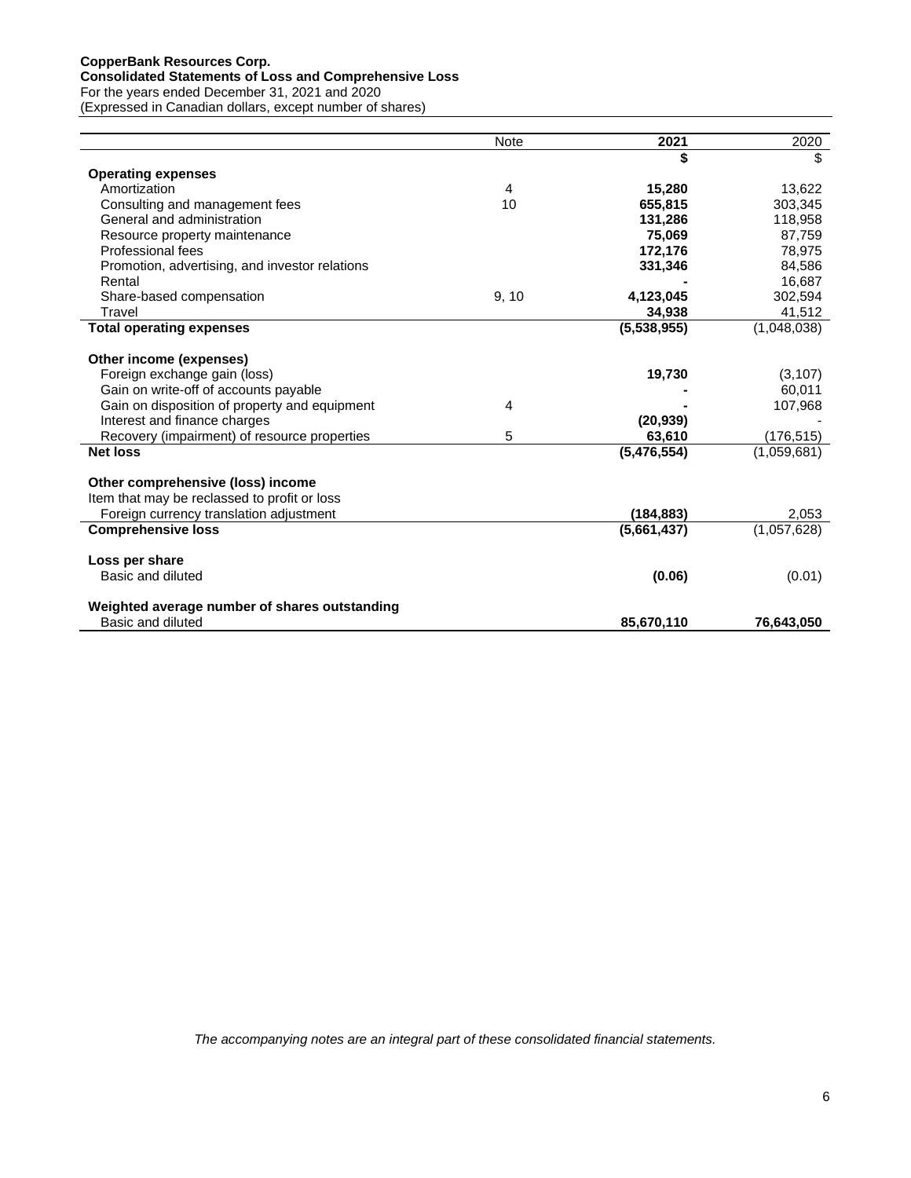**CopperBank Resources Corp.**
**Consolidated Statements of Loss and Comprehensive Loss**
For the years ended December 31, 2021 and 2020
(Expressed in Canadian dollars, except number of shares)

| | Note | 2021 | 2020 |
|---|---|---|---|
| | | **$** | $ |
| **Operating expenses** | | | |
| Amortization | 4 | **15,280** | 13,622 |
| Consulting and management fees | 10 | **655,815** | 303,345 |
| General and administration | | **131,286** | 118,958 |
| Resource property maintenance | | **75,069** | 87,759 |
| Professional fees | | **172,176** | 78,975 |
| Promotion, advertising, and investor relations | | **331,346** | 84,586 |
| Rental | | **-** | 16,687 |
| Share-based compensation | 9, 10 | **4,123,045** | 302,594 |
| Travel | | **34,938** | 41,512 |
| **Total operating expenses** | | **(5,538,955)** | (1,048,038) |
| | | | |
| **Other income (expenses)** | | | |
| Foreign exchange gain (loss) | | **19,730** | (3,107) |
| Gain on write-off of accounts payable | | **-** | 60,011 |
| Gain on disposition of property and equipment | 4 | **-** | 107,968 |
| Interest and finance charges | | **(20,939)** | - |
| Recovery (impairment) of resource properties | 5 | **63,610** | (176,515) |
| **Net loss** | | **(5,476,554)** | (1,059,681) |
| | | | |
| **Other comprehensive (loss) income** | | | |
| Item that may be reclassed to profit or loss | | | |
| Foreign currency translation adjustment | | **(184,883)** | 2,053 |
| **Comprehensive loss** | | **(5,661,437)** | (1,057,628) |
| | | | |
| **Loss per share** | | | |
| Basic and diluted | | **(0.06)** | (0.01) |
| | | | |
| **Weighted average number of shares outstanding** | | | |
| Basic and diluted | | **85,670,110** | **76,643,050** |

*The accompanying notes are an integral part of these consolidated financial statements.*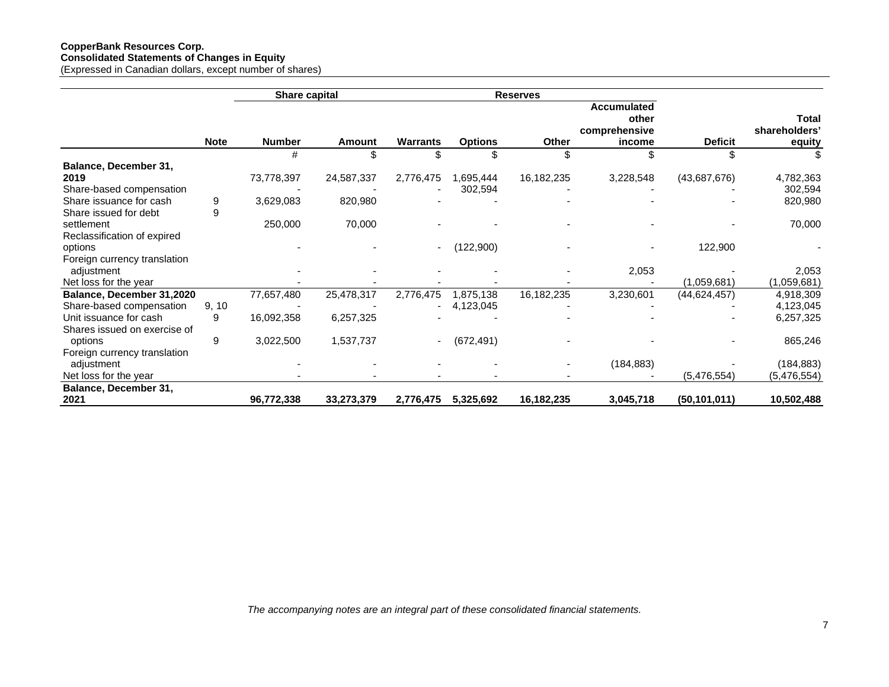**CopperBank Resources Corp.**
**Consolidated Statements of Changes in Equity**
(Expressed in Canadian dollars, except number of shares)

| | | Share capital | | Reserves | | | | | |
|---|---|---|---|---|---|---|---|---|---|
| | Note | Number | Amount | Warrants | Options | Other | Accumulated other comprehensive income | Deficit | Total shareholders' equity |
| | | # | $ | $ | $ | $ | $ | $ | $ |
| **Balance, December 31, 2019** | | 73,778,397 | 24,587,337 | 2,776,475 | 1,695,444 | 16,182,235 | 3,228,548 | (43,687,676) | 4,782,363 |
| Share-based compensation | | - | - | - | 302,594 | - | - | - | 302,594 |
| Share issuance for cash | 9 | 3,629,083 | 820,980 | - | - | - | - | - | 820,980 |
| Share issued for debt settlement | 9 | 250,000 | 70,000 | - | - | - | - | - | 70,000 |
| Reclassification of expired options | | - | - | - | (122,900) | - | - | 122,900 | - |
| Foreign currency translation adjustment | | - | - | - | - | - | 2,053 | - | 2,053 |
| Net loss for the year | | - | - | - | - | - | - | (1,059,681) | (1,059,681) |
| **Balance, December 31,2020** | | 77,657,480 | 25,478,317 | 2,776,475 | 1,875,138 | 16,182,235 | 3,230,601 | (44,624,457) | 4,918,309 |
| Share-based compensation | 9, 10 | - | - | - | 4,123,045 | - | - | - | 4,123,045 |
| Unit issuance for cash | 9 | 16,092,358 | 6,257,325 | - | - | - | - | - | 6,257,325 |
| Shares issued on exercise of options | 9 | 3,022,500 | 1,537,737 | - | (672,491) | - | - | - | 865,246 |
| Foreign currency translation adjustment | | - | - | - | - | - | (184,883) | - | (184,883) |
| Net loss for the year | | - | - | - | - | - | - | (5,476,554) | (5,476,554) |
| **Balance, December 31, 2021** | | **96,772,338** | **33,273,379** | **2,776,475** | **5,325,692** | **16,182,235** | **3,045,718** | **(50,101,011)** | **10,502,488** |

*The accompanying notes are an integral part of these consolidated financial statements.*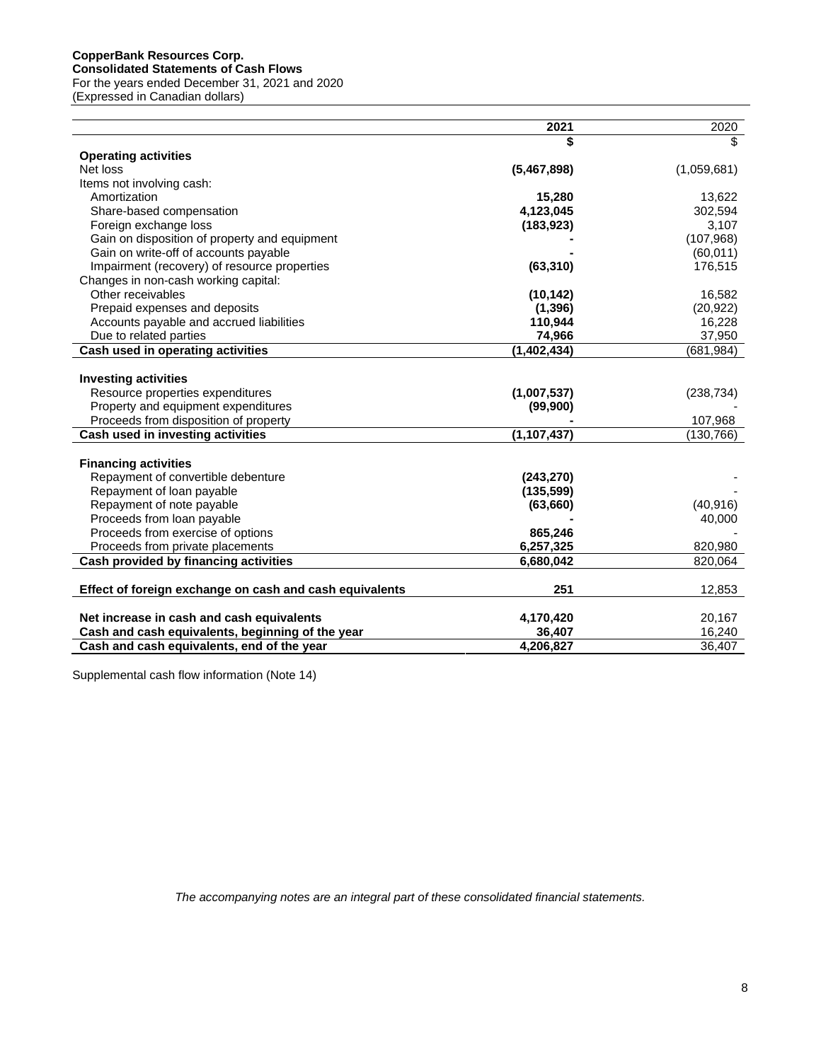**CopperBank Resources Corp.**
**Consolidated Statements of Cash Flows**
For the years ended December 31, 2021 and 2020
(Expressed in Canadian dollars)

| | **2021** | 2020 |
|---|---|---|
| | **$** | $ |
| **Operating activities** | | |
| Net loss | **(5,467,898)** | (1,059,681) |
| Items not involving cash: | | |
| Amortization | **15,280** | 13,622 |
| Share-based compensation | **4,123,045** | 302,594 |
| Foreign exchange loss | **(183,923)** | 3,107 |
| Gain on disposition of property and equipment | **-** | (107,968) |
| Gain on write-off of accounts payable | **-** | (60,011) |
| Impairment (recovery) of resource properties | **(63,310)** | 176,515 |
| Changes in non-cash working capital: | | |
| Other receivables | **(10,142)** | 16,582 |
| Prepaid expenses and deposits | **(1,396)** | (20,922) |
| Accounts payable and accrued liabilities | **110,944** | 16,228 |
| Due to related parties | **74,966** | 37,950 |
| **Cash used in operating activities** | **(1,402,434)** | (681,984) |
| | | |
| **Investing activities** | | |
| Resource properties expenditures | **(1,007,537)** | (238,734) |
| Property and equipment expenditures | **(99,900)** | - |
| Proceeds from disposition of property | **-** | 107,968 |
| **Cash used in investing activities** | **(1,107,437)** | (130,766) |
| | | |
| **Financing activities** | | |
| Repayment of convertible debenture | **(243,270)** | - |
| Repayment of loan payable | **(135,599)** | - |
| Repayment of note payable | **(63,660)** | (40,916) |
| Proceeds from loan payable | **-** | 40,000 |
| Proceeds from exercise of options | **865,246** | - |
| Proceeds from private placements | **6,257,325** | 820,980 |
| **Cash provided by financing activities** | **6,680,042** | 820,064 |
| | | |
| **Effect of foreign exchange on cash and cash equivalents** | **251** | 12,853 |
| | | |
| **Net increase in cash and cash equivalents** | **4,170,420** | 20,167 |
| **Cash and cash equivalents, beginning of the year** | **36,407** | 16,240 |
| **Cash and cash equivalents, end of the year** | **4,206,827** | 36,407 |

Supplemental cash flow information (Note 14)

*The accompanying notes are an integral part of these consolidated financial statements.*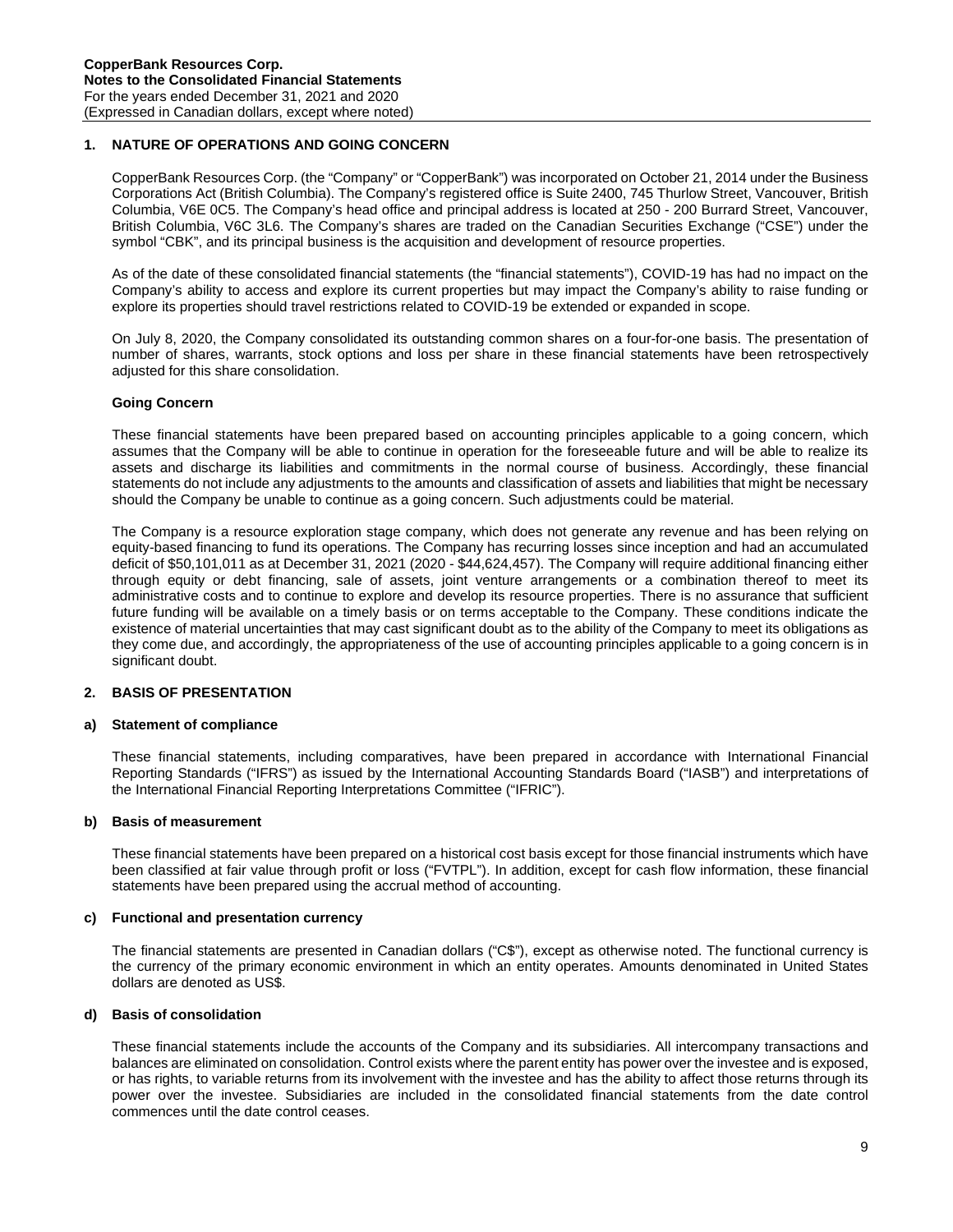## 1. NATURE OF OPERATIONS AND GOING CONCERN

CopperBank Resources Corp. (the "Company" or "CopperBank") was incorporated on October 21, 2014 under the Business Corporations Act (British Columbia). The Company's registered office is Suite 2400, 745 Thurlow Street, Vancouver, British Columbia, V6E 0C5. The Company's head office and principal address is located at 250 - 200 Burrard Street, Vancouver, British Columbia, V6C 3L6. The Company's shares are traded on the Canadian Securities Exchange ("CSE") under the symbol "CBK", and its principal business is the acquisition and development of resource properties.

As of the date of these consolidated financial statements (the "financial statements"), COVID-19 has had no impact on the Company's ability to access and explore its current properties but may impact the Company's ability to raise funding or explore its properties should travel restrictions related to COVID-19 be extended or expanded in scope.

On July 8, 2020, the Company consolidated its outstanding common shares on a four-for-one basis. The presentation of number of shares, warrants, stock options and loss per share in these financial statements have been retrospectively adjusted for this share consolidation.

### Going Concern

These financial statements have been prepared based on accounting principles applicable to a going concern, which assumes that the Company will be able to continue in operation for the foreseeable future and will be able to realize its assets and discharge its liabilities and commitments in the normal course of business. Accordingly, these financial statements do not include any adjustments to the amounts and classification of assets and liabilities that might be necessary should the Company be unable to continue as a going concern. Such adjustments could be material.

The Company is a resource exploration stage company, which does not generate any revenue and has been relying on equity-based financing to fund its operations. The Company has recurring losses since inception and had an accumulated deficit of $50,101,011 as at December 31, 2021 (2020 - $44,624,457). The Company will require additional financing either through equity or debt financing, sale of assets, joint venture arrangements or a combination thereof to meet its administrative costs and to continue to explore and develop its resource properties. There is no assurance that sufficient future funding will be available on a timely basis or on terms acceptable to the Company. These conditions indicate the existence of material uncertainties that may cast significant doubt as to the ability of the Company to meet its obligations as they come due, and accordingly, the appropriateness of the use of accounting principles applicable to a going concern is in significant doubt.

## 2. BASIS OF PRESENTATION

### a) Statement of compliance

These financial statements, including comparatives, have been prepared in accordance with International Financial Reporting Standards ("IFRS") as issued by the International Accounting Standards Board ("IASB") and interpretations of the International Financial Reporting Interpretations Committee ("IFRIC").

### b) Basis of measurement

These financial statements have been prepared on a historical cost basis except for those financial instruments which have been classified at fair value through profit or loss ("FVTPL"). In addition, except for cash flow information, these financial statements have been prepared using the accrual method of accounting.

### c) Functional and presentation currency

The financial statements are presented in Canadian dollars ("C$"), except as otherwise noted. The functional currency is the currency of the primary economic environment in which an entity operates. Amounts denominated in United States dollars are denoted as US$.

### d) Basis of consolidation

These financial statements include the accounts of the Company and its subsidiaries. All intercompany transactions and balances are eliminated on consolidation. Control exists where the parent entity has power over the investee and is exposed, or has rights, to variable returns from its involvement with the investee and has the ability to affect those returns through its power over the investee. Subsidiaries are included in the consolidated financial statements from the date control commences until the date control ceases.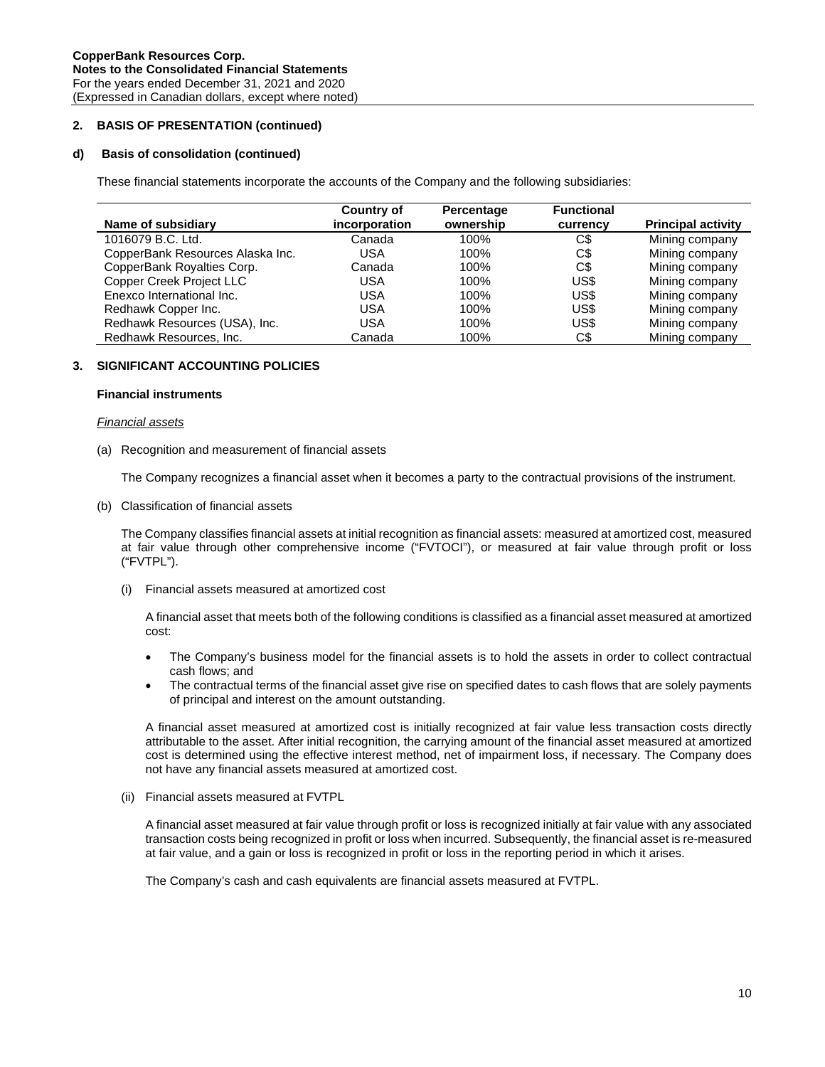## 2. BASIS OF PRESENTATION (continued)

### d) Basis of consolidation (continued)

These financial statements incorporate the accounts of the Company and the following subsidiaries:

| Name of subsidiary | Country of incorporation | Percentage ownership | Functional currency | Principal activity |
|---|---|---|---|---|
| 1016079 B.C. Ltd. | Canada | 100% | C$ | Mining company |
| CopperBank Resources Alaska Inc. | USA | 100% | C$ | Mining company |
| CopperBank Royalties Corp. | Canada | 100% | C$ | Mining company |
| Copper Creek Project LLC | USA | 100% | US$ | Mining company |
| Enexco International Inc. | USA | 100% | US$ | Mining company |
| Redhawk Copper Inc. | USA | 100% | US$ | Mining company |
| Redhawk Resources (USA), Inc. | USA | 100% | US$ | Mining company |
| Redhawk Resources, Inc. | Canada | 100% | C$ | Mining company |

## 3. SIGNIFICANT ACCOUNTING POLICIES

### Financial instruments

*Financial assets*

(a) Recognition and measurement of financial assets

The Company recognizes a financial asset when it becomes a party to the contractual provisions of the instrument.

(b) Classification of financial assets

The Company classifies financial assets at initial recognition as financial assets: measured at amortized cost, measured at fair value through other comprehensive income ("FVTOCI"), or measured at fair value through profit or loss ("FVTPL").

(i) Financial assets measured at amortized cost

A financial asset that meets both of the following conditions is classified as a financial asset measured at amortized cost:

- The Company's business model for the financial assets is to hold the assets in order to collect contractual cash flows; and
- The contractual terms of the financial asset give rise on specified dates to cash flows that are solely payments of principal and interest on the amount outstanding.

A financial asset measured at amortized cost is initially recognized at fair value less transaction costs directly attributable to the asset. After initial recognition, the carrying amount of the financial asset measured at amortized cost is determined using the effective interest method, net of impairment loss, if necessary. The Company does not have any financial assets measured at amortized cost.

(ii) Financial assets measured at FVTPL

A financial asset measured at fair value through profit or loss is recognized initially at fair value with any associated transaction costs being recognized in profit or loss when incurred. Subsequently, the financial asset is re-measured at fair value, and a gain or loss is recognized in profit or loss in the reporting period in which it arises.

The Company's cash and cash equivalents are financial assets measured at FVTPL.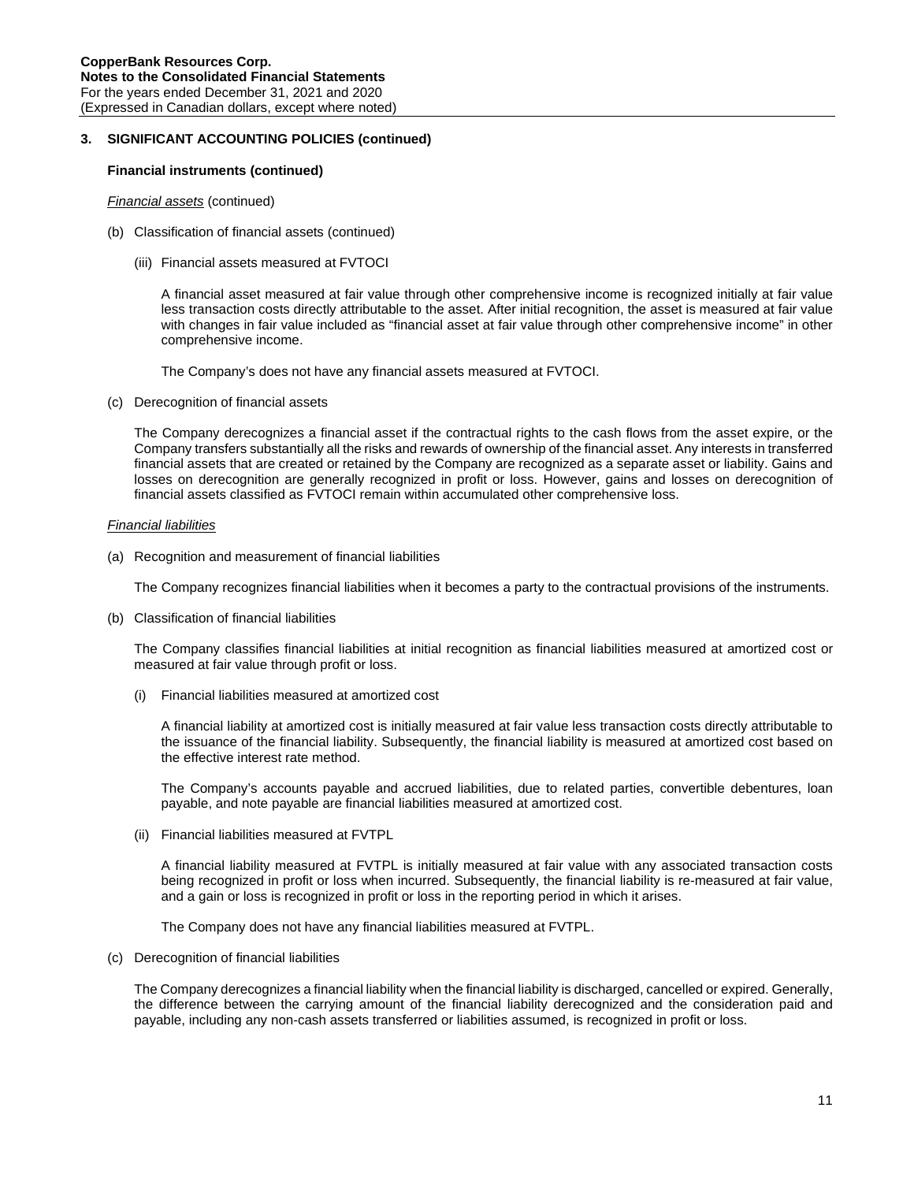## 3. SIGNIFICANT ACCOUNTING POLICIES (continued)

### Financial instruments (continued)

*Financial assets* (continued)

(b) Classification of financial assets (continued)

(iii) Financial assets measured at FVTOCI

A financial asset measured at fair value through other comprehensive income is recognized initially at fair value less transaction costs directly attributable to the asset. After initial recognition, the asset is measured at fair value with changes in fair value included as "financial asset at fair value through other comprehensive income" in other comprehensive income.

The Company's does not have any financial assets measured at FVTOCI.

(c) Derecognition of financial assets

The Company derecognizes a financial asset if the contractual rights to the cash flows from the asset expire, or the Company transfers substantially all the risks and rewards of ownership of the financial asset. Any interests in transferred financial assets that are created or retained by the Company are recognized as a separate asset or liability. Gains and losses on derecognition are generally recognized in profit or loss. However, gains and losses on derecognition of financial assets classified as FVTOCI remain within accumulated other comprehensive loss.

*Financial liabilities*

(a) Recognition and measurement of financial liabilities

The Company recognizes financial liabilities when it becomes a party to the contractual provisions of the instruments.

(b) Classification of financial liabilities

The Company classifies financial liabilities at initial recognition as financial liabilities measured at amortized cost or measured at fair value through profit or loss.

(i) Financial liabilities measured at amortized cost

A financial liability at amortized cost is initially measured at fair value less transaction costs directly attributable to the issuance of the financial liability. Subsequently, the financial liability is measured at amortized cost based on the effective interest rate method.

The Company's accounts payable and accrued liabilities, due to related parties, convertible debentures, loan payable, and note payable are financial liabilities measured at amortized cost.

(ii) Financial liabilities measured at FVTPL

A financial liability measured at FVTPL is initially measured at fair value with any associated transaction costs being recognized in profit or loss when incurred. Subsequently, the financial liability is re-measured at fair value, and a gain or loss is recognized in profit or loss in the reporting period in which it arises.

The Company does not have any financial liabilities measured at FVTPL.

(c) Derecognition of financial liabilities

The Company derecognizes a financial liability when the financial liability is discharged, cancelled or expired. Generally, the difference between the carrying amount of the financial liability derecognized and the consideration paid and payable, including any non-cash assets transferred or liabilities assumed, is recognized in profit or loss.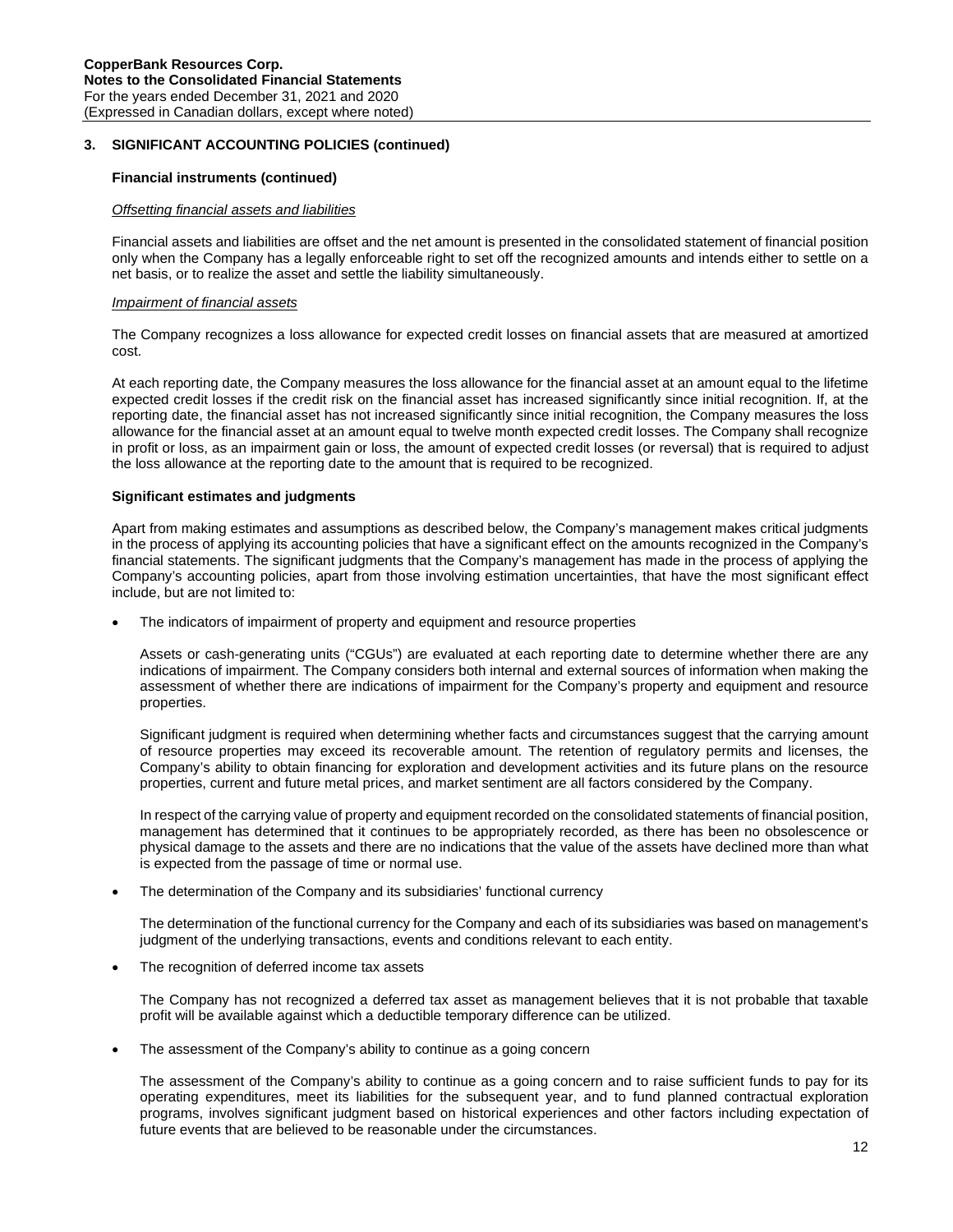## 3. SIGNIFICANT ACCOUNTING POLICIES (continued)

### Financial instruments (continued)

*Offsetting financial assets and liabilities*

Financial assets and liabilities are offset and the net amount is presented in the consolidated statement of financial position only when the Company has a legally enforceable right to set off the recognized amounts and intends either to settle on a net basis, or to realize the asset and settle the liability simultaneously.

*Impairment of financial assets*

The Company recognizes a loss allowance for expected credit losses on financial assets that are measured at amortized cost.

At each reporting date, the Company measures the loss allowance for the financial asset at an amount equal to the lifetime expected credit losses if the credit risk on the financial asset has increased significantly since initial recognition. If, at the reporting date, the financial asset has not increased significantly since initial recognition, the Company measures the loss allowance for the financial asset at an amount equal to twelve month expected credit losses. The Company shall recognize in profit or loss, as an impairment gain or loss, the amount of expected credit losses (or reversal) that is required to adjust the loss allowance at the reporting date to the amount that is required to be recognized.

### Significant estimates and judgments

Apart from making estimates and assumptions as described below, the Company's management makes critical judgments in the process of applying its accounting policies that have a significant effect on the amounts recognized in the Company's financial statements. The significant judgments that the Company's management has made in the process of applying the Company's accounting policies, apart from those involving estimation uncertainties, that have the most significant effect include, but are not limited to:

- The indicators of impairment of property and equipment and resource properties

  Assets or cash-generating units ("CGUs") are evaluated at each reporting date to determine whether there are any indications of impairment. The Company considers both internal and external sources of information when making the assessment of whether there are indications of impairment for the Company's property and equipment and resource properties.

  Significant judgment is required when determining whether facts and circumstances suggest that the carrying amount of resource properties may exceed its recoverable amount. The retention of regulatory permits and licenses, the Company's ability to obtain financing for exploration and development activities and its future plans on the resource properties, current and future metal prices, and market sentiment are all factors considered by the Company.

  In respect of the carrying value of property and equipment recorded on the consolidated statements of financial position, management has determined that it continues to be appropriately recorded, as there has been no obsolescence or physical damage to the assets and there are no indications that the value of the assets have declined more than what is expected from the passage of time or normal use.

- The determination of the Company and its subsidiaries' functional currency

  The determination of the functional currency for the Company and each of its subsidiaries was based on management's judgment of the underlying transactions, events and conditions relevant to each entity.

- The recognition of deferred income tax assets

  The Company has not recognized a deferred tax asset as management believes that it is not probable that taxable profit will be available against which a deductible temporary difference can be utilized.

- The assessment of the Company's ability to continue as a going concern

  The assessment of the Company's ability to continue as a going concern and to raise sufficient funds to pay for its operating expenditures, meet its liabilities for the subsequent year, and to fund planned contractual exploration programs, involves significant judgment based on historical experiences and other factors including expectation of future events that are believed to be reasonable under the circumstances.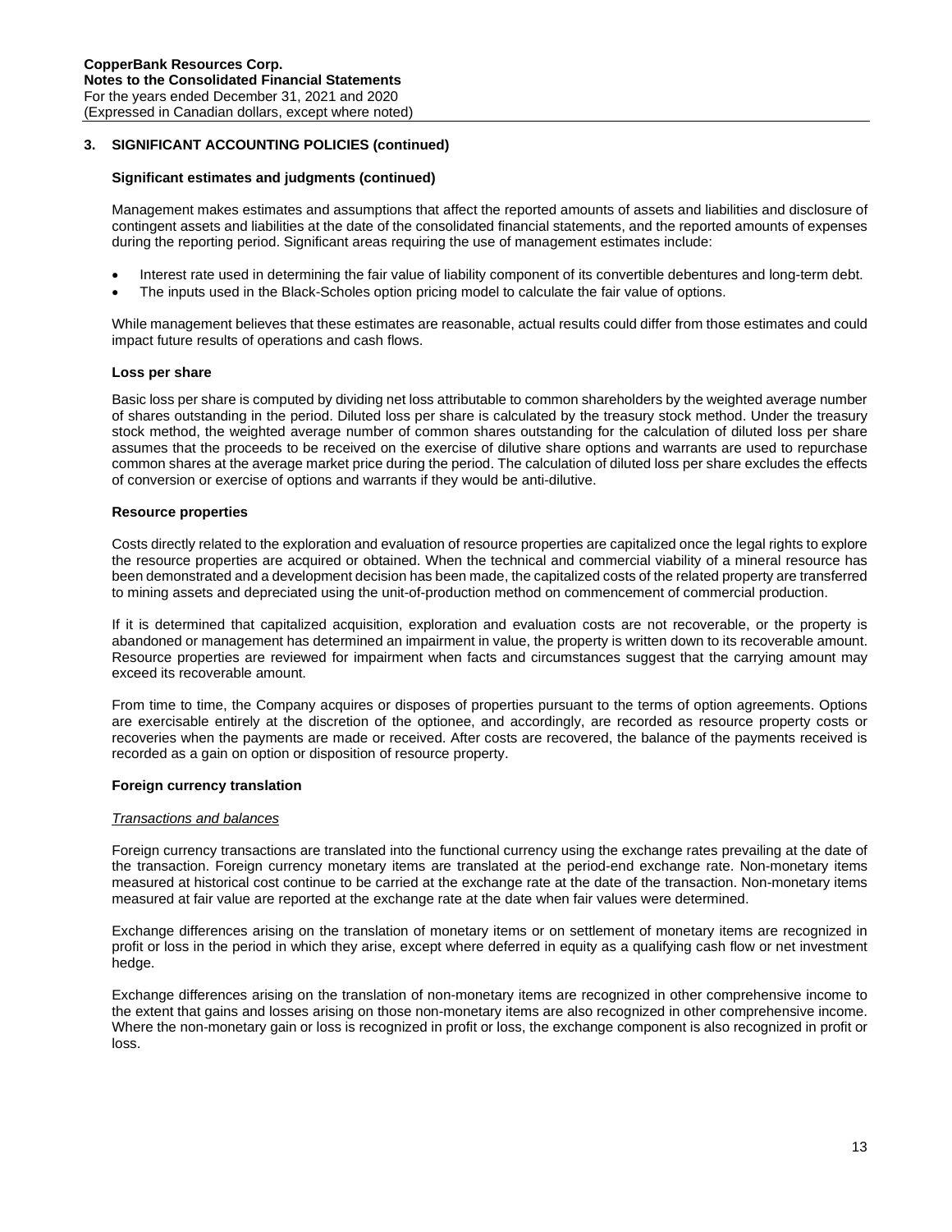## 3. SIGNIFICANT ACCOUNTING POLICIES (continued)

### Significant estimates and judgments (continued)

Management makes estimates and assumptions that affect the reported amounts of assets and liabilities and disclosure of contingent assets and liabilities at the date of the consolidated financial statements, and the reported amounts of expenses during the reporting period. Significant areas requiring the use of management estimates include:

- Interest rate used in determining the fair value of liability component of its convertible debentures and long-term debt.
- The inputs used in the Black-Scholes option pricing model to calculate the fair value of options.

While management believes that these estimates are reasonable, actual results could differ from those estimates and could impact future results of operations and cash flows.

### Loss per share

Basic loss per share is computed by dividing net loss attributable to common shareholders by the weighted average number of shares outstanding in the period. Diluted loss per share is calculated by the treasury stock method. Under the treasury stock method, the weighted average number of common shares outstanding for the calculation of diluted loss per share assumes that the proceeds to be received on the exercise of dilutive share options and warrants are used to repurchase common shares at the average market price during the period. The calculation of diluted loss per share excludes the effects of conversion or exercise of options and warrants if they would be anti-dilutive.

### Resource properties

Costs directly related to the exploration and evaluation of resource properties are capitalized once the legal rights to explore the resource properties are acquired or obtained. When the technical and commercial viability of a mineral resource has been demonstrated and a development decision has been made, the capitalized costs of the related property are transferred to mining assets and depreciated using the unit-of-production method on commencement of commercial production.

If it is determined that capitalized acquisition, exploration and evaluation costs are not recoverable, or the property is abandoned or management has determined an impairment in value, the property is written down to its recoverable amount. Resource properties are reviewed for impairment when facts and circumstances suggest that the carrying amount may exceed its recoverable amount.

From time to time, the Company acquires or disposes of properties pursuant to the terms of option agreements. Options are exercisable entirely at the discretion of the optionee, and accordingly, are recorded as resource property costs or recoveries when the payments are made or received. After costs are recovered, the balance of the payments received is recorded as a gain on option or disposition of resource property.

### Foreign currency translation

*Transactions and balances*

Foreign currency transactions are translated into the functional currency using the exchange rates prevailing at the date of the transaction. Foreign currency monetary items are translated at the period-end exchange rate. Non-monetary items measured at historical cost continue to be carried at the exchange rate at the date of the transaction. Non-monetary items measured at fair value are reported at the exchange rate at the date when fair values were determined.

Exchange differences arising on the translation of monetary items or on settlement of monetary items are recognized in profit or loss in the period in which they arise, except where deferred in equity as a qualifying cash flow or net investment hedge.

Exchange differences arising on the translation of non-monetary items are recognized in other comprehensive income to the extent that gains and losses arising on those non-monetary items are also recognized in other comprehensive income. Where the non-monetary gain or loss is recognized in profit or loss, the exchange component is also recognized in profit or loss.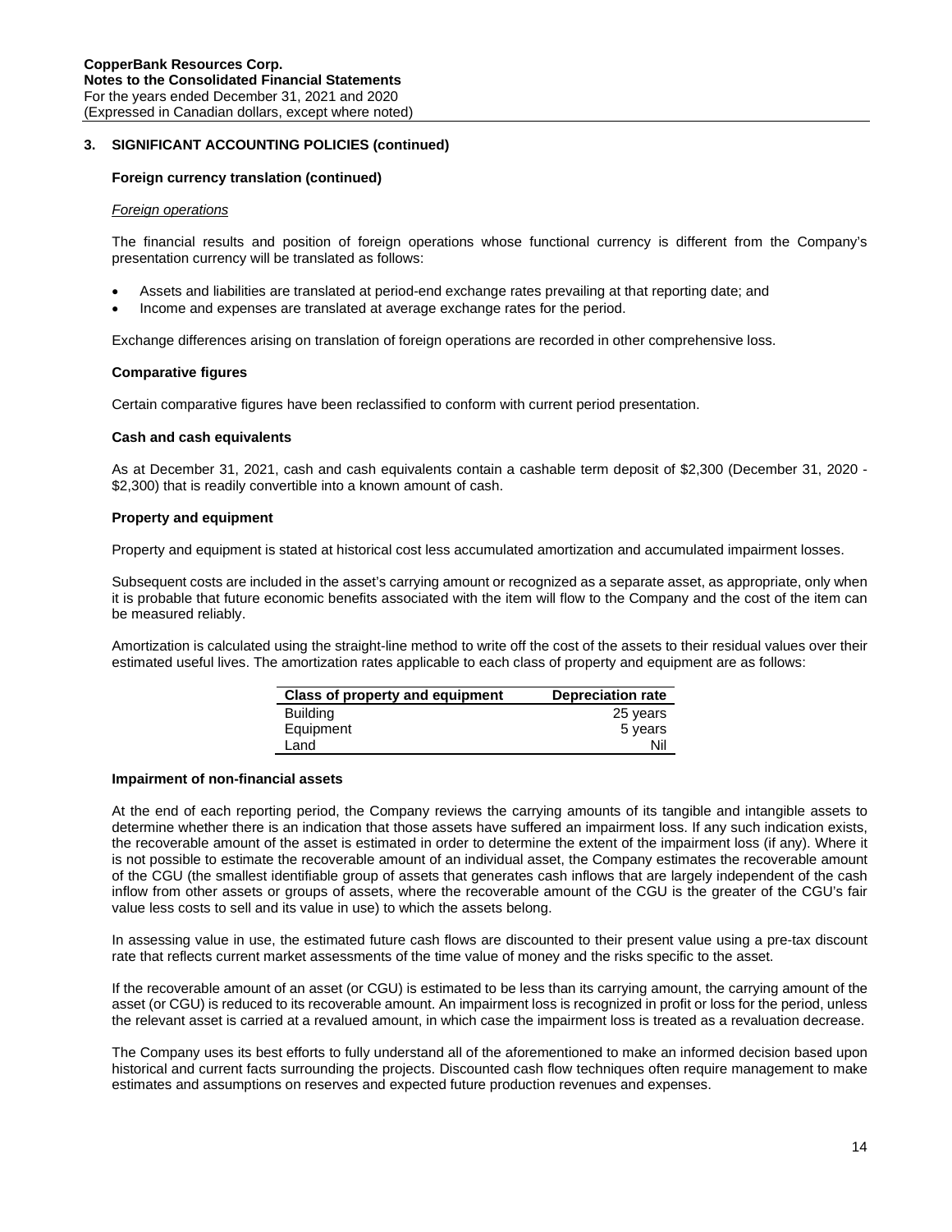## 3. SIGNIFICANT ACCOUNTING POLICIES (continued)

### Foreign currency translation (continued)

*Foreign operations*

The financial results and position of foreign operations whose functional currency is different from the Company's presentation currency will be translated as follows:

- Assets and liabilities are translated at period-end exchange rates prevailing at that reporting date; and
- Income and expenses are translated at average exchange rates for the period.

Exchange differences arising on translation of foreign operations are recorded in other comprehensive loss.

### Comparative figures

Certain comparative figures have been reclassified to conform with current period presentation.

### Cash and cash equivalents

As at December 31, 2021, cash and cash equivalents contain a cashable term deposit of $2,300 (December 31, 2020 - $2,300) that is readily convertible into a known amount of cash.

### Property and equipment

Property and equipment is stated at historical cost less accumulated amortization and accumulated impairment losses.

Subsequent costs are included in the asset's carrying amount or recognized as a separate asset, as appropriate, only when it is probable that future economic benefits associated with the item will flow to the Company and the cost of the item can be measured reliably.

Amortization is calculated using the straight-line method to write off the cost of the assets to their residual values over their estimated useful lives. The amortization rates applicable to each class of property and equipment are as follows:

| Class of property and equipment | Depreciation rate |
|---|---|
| Building | 25 years |
| Equipment | 5 years |
| Land | Nil |

### Impairment of non-financial assets

At the end of each reporting period, the Company reviews the carrying amounts of its tangible and intangible assets to determine whether there is an indication that those assets have suffered an impairment loss. If any such indication exists, the recoverable amount of the asset is estimated in order to determine the extent of the impairment loss (if any). Where it is not possible to estimate the recoverable amount of an individual asset, the Company estimates the recoverable amount of the CGU (the smallest identifiable group of assets that generates cash inflows that are largely independent of the cash inflow from other assets or groups of assets, where the recoverable amount of the CGU is the greater of the CGU's fair value less costs to sell and its value in use) to which the assets belong.

In assessing value in use, the estimated future cash flows are discounted to their present value using a pre-tax discount rate that reflects current market assessments of the time value of money and the risks specific to the asset.

If the recoverable amount of an asset (or CGU) is estimated to be less than its carrying amount, the carrying amount of the asset (or CGU) is reduced to its recoverable amount. An impairment loss is recognized in profit or loss for the period, unless the relevant asset is carried at a revalued amount, in which case the impairment loss is treated as a revaluation decrease.

The Company uses its best efforts to fully understand all of the aforementioned to make an informed decision based upon historical and current facts surrounding the projects. Discounted cash flow techniques often require management to make estimates and assumptions on reserves and expected future production revenues and expenses.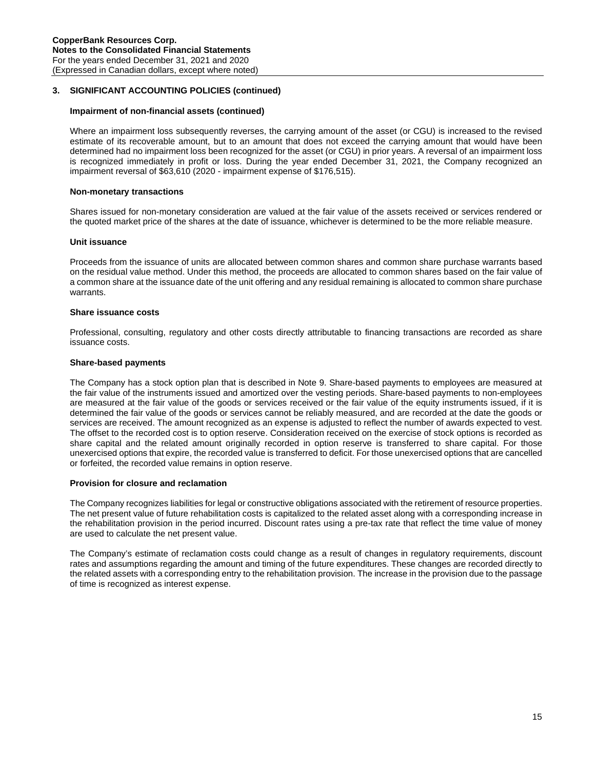## 3. SIGNIFICANT ACCOUNTING POLICIES (continued)

### Impairment of non-financial assets (continued)

Where an impairment loss subsequently reverses, the carrying amount of the asset (or CGU) is increased to the revised estimate of its recoverable amount, but to an amount that does not exceed the carrying amount that would have been determined had no impairment loss been recognized for the asset (or CGU) in prior years. A reversal of an impairment loss is recognized immediately in profit or loss. During the year ended December 31, 2021, the Company recognized an impairment reversal of $63,610 (2020 - impairment expense of $176,515).

### Non-monetary transactions

Shares issued for non-monetary consideration are valued at the fair value of the assets received or services rendered or the quoted market price of the shares at the date of issuance, whichever is determined to be the more reliable measure.

### Unit issuance

Proceeds from the issuance of units are allocated between common shares and common share purchase warrants based on the residual value method. Under this method, the proceeds are allocated to common shares based on the fair value of a common share at the issuance date of the unit offering and any residual remaining is allocated to common share purchase warrants.

### Share issuance costs

Professional, consulting, regulatory and other costs directly attributable to financing transactions are recorded as share issuance costs.

### Share-based payments

The Company has a stock option plan that is described in Note 9. Share-based payments to employees are measured at the fair value of the instruments issued and amortized over the vesting periods. Share-based payments to non-employees are measured at the fair value of the goods or services received or the fair value of the equity instruments issued, if it is determined the fair value of the goods or services cannot be reliably measured, and are recorded at the date the goods or services are received. The amount recognized as an expense is adjusted to reflect the number of awards expected to vest. The offset to the recorded cost is to option reserve. Consideration received on the exercise of stock options is recorded as share capital and the related amount originally recorded in option reserve is transferred to share capital. For those unexercised options that expire, the recorded value is transferred to deficit. For those unexercised options that are cancelled or forfeited, the recorded value remains in option reserve.

### Provision for closure and reclamation

The Company recognizes liabilities for legal or constructive obligations associated with the retirement of resource properties. The net present value of future rehabilitation costs is capitalized to the related asset along with a corresponding increase in the rehabilitation provision in the period incurred. Discount rates using a pre-tax rate that reflect the time value of money are used to calculate the net present value.

The Company's estimate of reclamation costs could change as a result of changes in regulatory requirements, discount rates and assumptions regarding the amount and timing of the future expenditures. These changes are recorded directly to the related assets with a corresponding entry to the rehabilitation provision. The increase in the provision due to the passage of time is recognized as interest expense.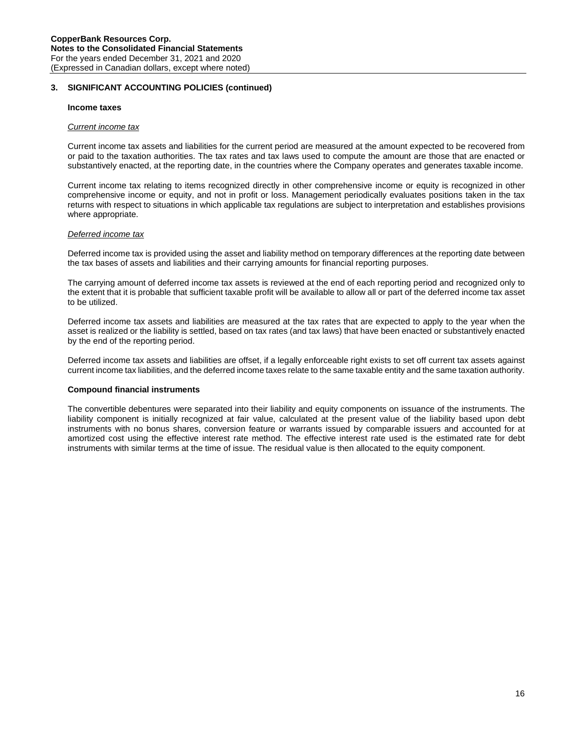## 3. SIGNIFICANT ACCOUNTING POLICIES (continued)

### Income taxes

*Current income tax*

Current income tax assets and liabilities for the current period are measured at the amount expected to be recovered from or paid to the taxation authorities. The tax rates and tax laws used to compute the amount are those that are enacted or substantively enacted, at the reporting date, in the countries where the Company operates and generates taxable income.

Current income tax relating to items recognized directly in other comprehensive income or equity is recognized in other comprehensive income or equity, and not in profit or loss. Management periodically evaluates positions taken in the tax returns with respect to situations in which applicable tax regulations are subject to interpretation and establishes provisions where appropriate.

*Deferred income tax*

Deferred income tax is provided using the asset and liability method on temporary differences at the reporting date between the tax bases of assets and liabilities and their carrying amounts for financial reporting purposes.

The carrying amount of deferred income tax assets is reviewed at the end of each reporting period and recognized only to the extent that it is probable that sufficient taxable profit will be available to allow all or part of the deferred income tax asset to be utilized.

Deferred income tax assets and liabilities are measured at the tax rates that are expected to apply to the year when the asset is realized or the liability is settled, based on tax rates (and tax laws) that have been enacted or substantively enacted by the end of the reporting period.

Deferred income tax assets and liabilities are offset, if a legally enforceable right exists to set off current tax assets against current income tax liabilities, and the deferred income taxes relate to the same taxable entity and the same taxation authority.

### Compound financial instruments

The convertible debentures were separated into their liability and equity components on issuance of the instruments. The liability component is initially recognized at fair value, calculated at the present value of the liability based upon debt instruments with no bonus shares, conversion feature or warrants issued by comparable issuers and accounted for at amortized cost using the effective interest rate method. The effective interest rate used is the estimated rate for debt instruments with similar terms at the time of issue. The residual value is then allocated to the equity component.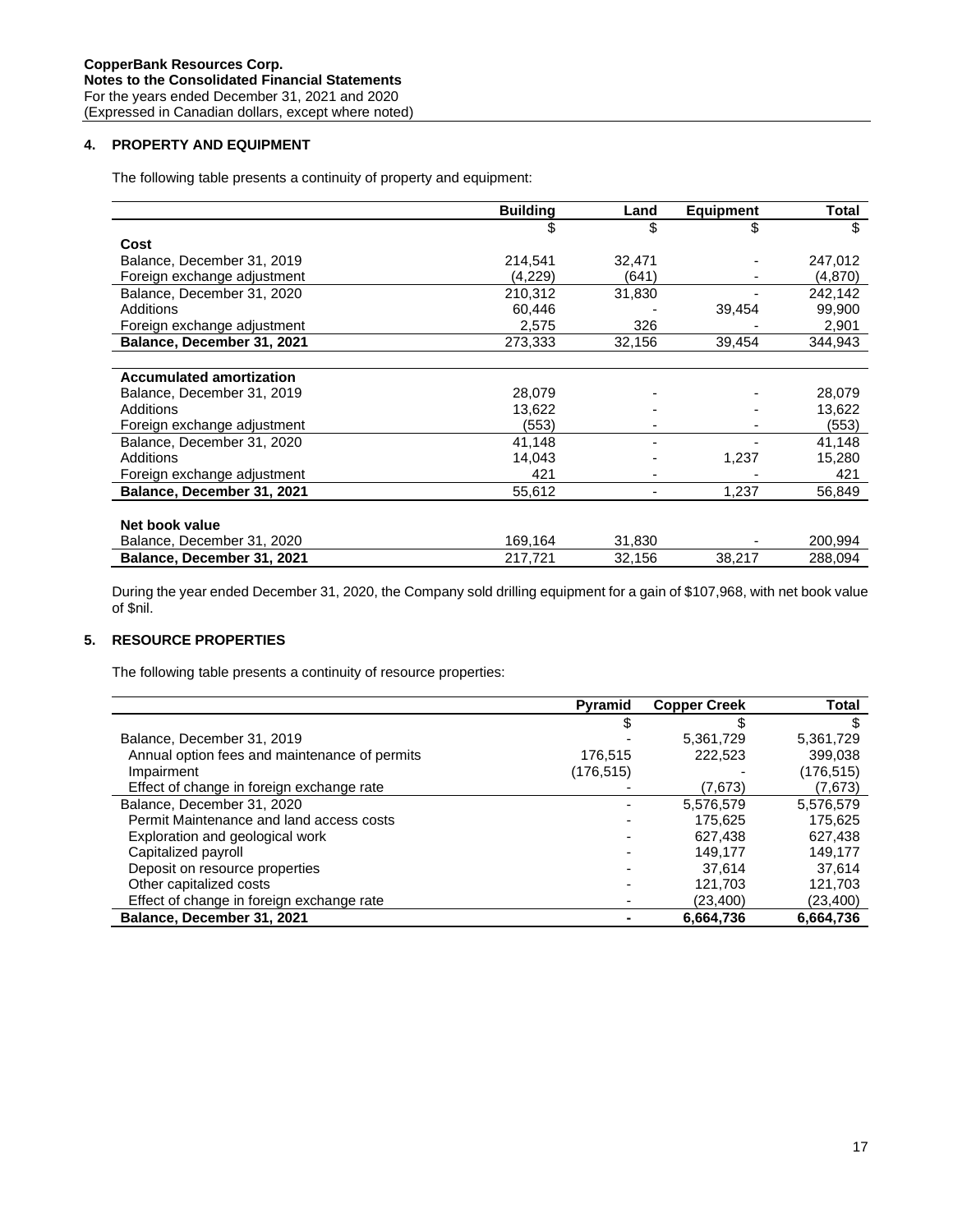## 4. PROPERTY AND EQUIPMENT

The following table presents a continuity of property and equipment:

| | Building | Land | Equipment | Total |
|---|---|---|---|---|
| | $ | $ | $ | $ |
| **Cost** | | | | |
| Balance, December 31, 2019 | 214,541 | 32,471 | - | 247,012 |
| Foreign exchange adjustment | (4,229) | (641) | - | (4,870) |
| Balance, December 31, 2020 | 210,312 | 31,830 | - | 242,142 |
| Additions | 60,446 | - | 39,454 | 99,900 |
| Foreign exchange adjustment | 2,575 | 326 | - | 2,901 |
| **Balance, December 31, 2021** | 273,333 | 32,156 | 39,454 | 344,943 |
| | | | | |
| **Accumulated amortization** | | | | |
| Balance, December 31, 2019 | 28,079 | - | - | 28,079 |
| Additions | 13,622 | - | - | 13,622 |
| Foreign exchange adjustment | (553) | - | - | (553) |
| Balance, December 31, 2020 | 41,148 | - | - | 41,148 |
| Additions | 14,043 | - | 1,237 | 15,280 |
| Foreign exchange adjustment | 421 | - | - | 421 |
| **Balance, December 31, 2021** | 55,612 | - | 1,237 | 56,849 |
| | | | | |
| **Net book value** | | | | |
| Balance, December 31, 2020 | 169,164 | 31,830 | - | 200,994 |
| **Balance, December 31, 2021** | 217,721 | 32,156 | 38,217 | 288,094 |

During the year ended December 31, 2020, the Company sold drilling equipment for a gain of $107,968, with net book value of $nil.

## 5. RESOURCE PROPERTIES

The following table presents a continuity of resource properties:

| | Pyramid | Copper Creek | Total |
|---|---|---|---|
| | $ | $ | $ |
| Balance, December 31, 2019 | - | 5,361,729 | 5,361,729 |
| Annual option fees and maintenance of permits | 176,515 | 222,523 | 399,038 |
| Impairment | (176,515) | - | (176,515) |
| Effect of change in foreign exchange rate | - | (7,673) | (7,673) |
| Balance, December 31, 2020 | - | 5,576,579 | 5,576,579 |
| Permit Maintenance and land access costs | - | 175,625 | 175,625 |
| Exploration and geological work | - | 627,438 | 627,438 |
| Capitalized payroll | - | 149,177 | 149,177 |
| Deposit on resource properties | - | 37,614 | 37,614 |
| Other capitalized costs | - | 121,703 | 121,703 |
| Effect of change in foreign exchange rate | - | (23,400) | (23,400) |
| **Balance, December 31, 2021** | **-** | **6,664,736** | **6,664,736** |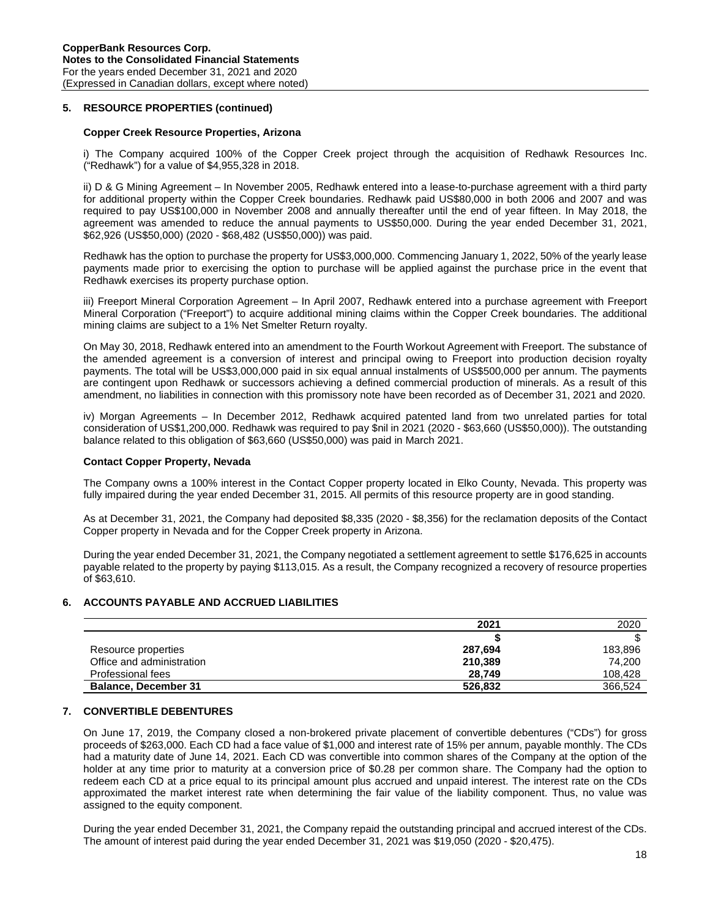## 5. RESOURCE PROPERTIES (continued)

### Copper Creek Resource Properties, Arizona

i) The Company acquired 100% of the Copper Creek project through the acquisition of Redhawk Resources Inc. ("Redhawk") for a value of $4,955,328 in 2018.

ii) D & G Mining Agreement – In November 2005, Redhawk entered into a lease-to-purchase agreement with a third party for additional property within the Copper Creek boundaries. Redhawk paid US$80,000 in both 2006 and 2007 and was required to pay US$100,000 in November 2008 and annually thereafter until the end of year fifteen. In May 2018, the agreement was amended to reduce the annual payments to US$50,000. During the year ended December 31, 2021, $62,926 (US$50,000) (2020 - $68,482 (US$50,000)) was paid.

Redhawk has the option to purchase the property for US$3,000,000. Commencing January 1, 2022, 50% of the yearly lease payments made prior to exercising the option to purchase will be applied against the purchase price in the event that Redhawk exercises its property purchase option.

iii) Freeport Mineral Corporation Agreement – In April 2007, Redhawk entered into a purchase agreement with Freeport Mineral Corporation ("Freeport") to acquire additional mining claims within the Copper Creek boundaries. The additional mining claims are subject to a 1% Net Smelter Return royalty.

On May 30, 2018, Redhawk entered into an amendment to the Fourth Workout Agreement with Freeport. The substance of the amended agreement is a conversion of interest and principal owing to Freeport into production decision royalty payments. The total will be US$3,000,000 paid in six equal annual instalments of US$500,000 per annum. The payments are contingent upon Redhawk or successors achieving a defined commercial production of minerals. As a result of this amendment, no liabilities in connection with this promissory note have been recorded as of December 31, 2021 and 2020.

iv) Morgan Agreements – In December 2012, Redhawk acquired patented land from two unrelated parties for total consideration of US$1,200,000. Redhawk was required to pay $nil in 2021 (2020 - $63,660 (US$50,000)). The outstanding balance related to this obligation of $63,660 (US$50,000) was paid in March 2021.

### Contact Copper Property, Nevada

The Company owns a 100% interest in the Contact Copper property located in Elko County, Nevada. This property was fully impaired during the year ended December 31, 2015. All permits of this resource property are in good standing.

As at December 31, 2021, the Company had deposited $8,335 (2020 - $8,356) for the reclamation deposits of the Contact Copper property in Nevada and for the Copper Creek property in Arizona.

During the year ended December 31, 2021, the Company negotiated a settlement agreement to settle $176,625 in accounts payable related to the property by paying $113,015. As a result, the Company recognized a recovery of resource properties of $63,610.

## 6. ACCOUNTS PAYABLE AND ACCRUED LIABILITIES

| | **2021** | 2020 |
|---|---|---|
| | **$** | $ |
| Resource properties | **287,694** | 183,896 |
| Office and administration | **210,389** | 74,200 |
| Professional fees | **28,749** | 108,428 |
| **Balance, December 31** | **526,832** | 366,524 |

## 7. CONVERTIBLE DEBENTURES

On June 17, 2019, the Company closed a non-brokered private placement of convertible debentures ("CDs") for gross proceeds of $263,000. Each CD had a face value of $1,000 and interest rate of 15% per annum, payable monthly. The CDs had a maturity date of June 14, 2021. Each CD was convertible into common shares of the Company at the option of the holder at any time prior to maturity at a conversion price of $0.28 per common share. The Company had the option to redeem each CD at a price equal to its principal amount plus accrued and unpaid interest. The interest rate on the CDs approximated the market interest rate when determining the fair value of the liability component. Thus, no value was assigned to the equity component.

During the year ended December 31, 2021, the Company repaid the outstanding principal and accrued interest of the CDs. The amount of interest paid during the year ended December 31, 2021 was $19,050 (2020 - $20,475).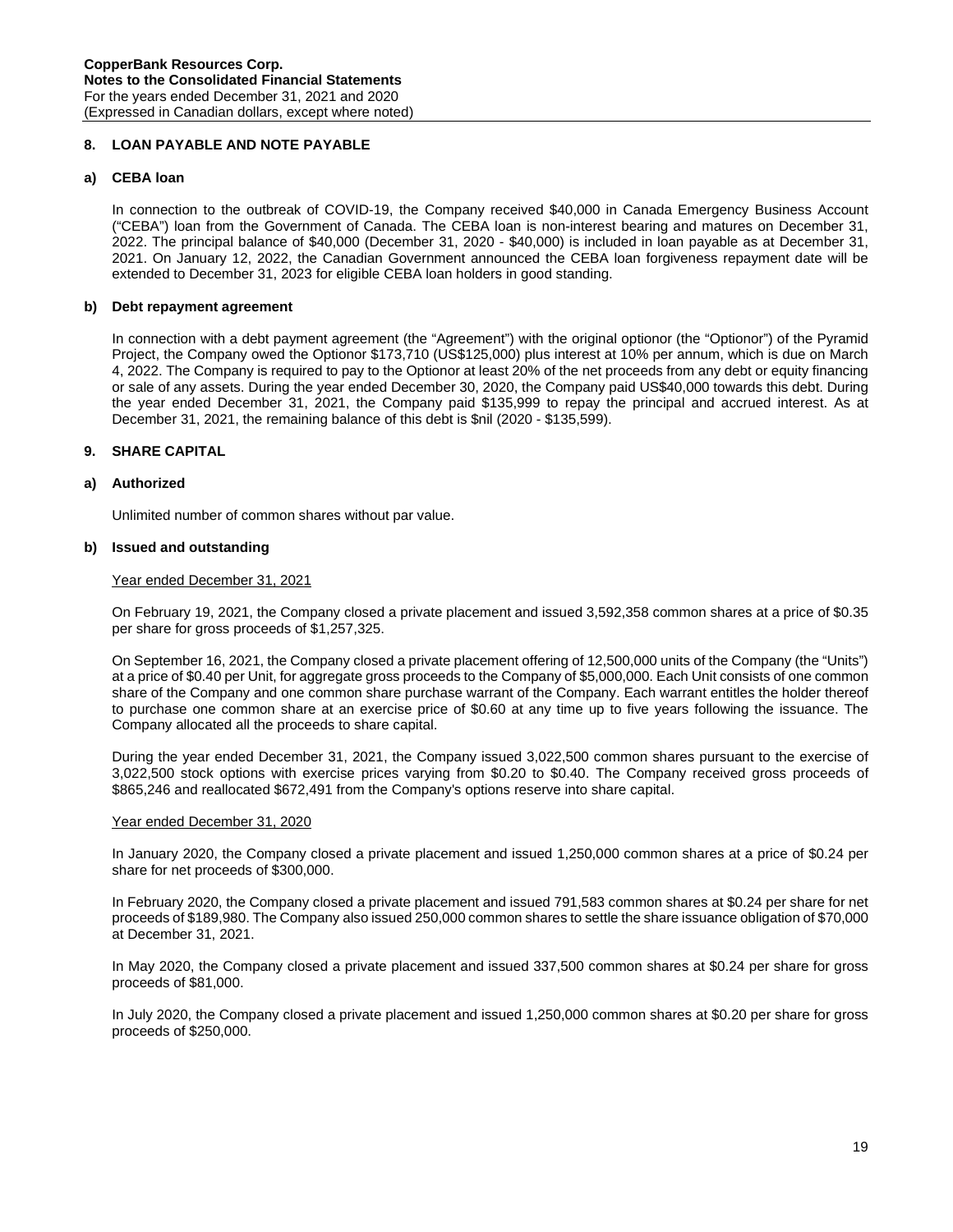## 8. LOAN PAYABLE AND NOTE PAYABLE

### a) CEBA loan

In connection to the outbreak of COVID-19, the Company received $40,000 in Canada Emergency Business Account ("CEBA") loan from the Government of Canada. The CEBA loan is non-interest bearing and matures on December 31, 2022. The principal balance of $40,000 (December 31, 2020 - $40,000) is included in loan payable as at December 31, 2021. On January 12, 2022, the Canadian Government announced the CEBA loan forgiveness repayment date will be extended to December 31, 2023 for eligible CEBA loan holders in good standing.

### b) Debt repayment agreement

In connection with a debt payment agreement (the "Agreement") with the original optionor (the "Optionor") of the Pyramid Project, the Company owed the Optionor $173,710 (US$125,000) plus interest at 10% per annum, which is due on March 4, 2022. The Company is required to pay to the Optionor at least 20% of the net proceeds from any debt or equity financing or sale of any assets. During the year ended December 30, 2020, the Company paid US$40,000 towards this debt. During the year ended December 31, 2021, the Company paid $135,999 to repay the principal and accrued interest. As at December 31, 2021, the remaining balance of this debt is $nil (2020 - $135,599).

## 9. SHARE CAPITAL

### a) Authorized

Unlimited number of common shares without par value.

### b) Issued and outstanding

Year ended December 31, 2021

On February 19, 2021, the Company closed a private placement and issued 3,592,358 common shares at a price of $0.35 per share for gross proceeds of $1,257,325.

On September 16, 2021, the Company closed a private placement offering of 12,500,000 units of the Company (the "Units") at a price of $0.40 per Unit, for aggregate gross proceeds to the Company of $5,000,000. Each Unit consists of one common share of the Company and one common share purchase warrant of the Company. Each warrant entitles the holder thereof to purchase one common share at an exercise price of $0.60 at any time up to five years following the issuance. The Company allocated all the proceeds to share capital.

During the year ended December 31, 2021, the Company issued 3,022,500 common shares pursuant to the exercise of 3,022,500 stock options with exercise prices varying from $0.20 to $0.40. The Company received gross proceeds of $865,246 and reallocated $672,491 from the Company's options reserve into share capital.

Year ended December 31, 2020

In January 2020, the Company closed a private placement and issued 1,250,000 common shares at a price of $0.24 per share for net proceeds of $300,000.

In February 2020, the Company closed a private placement and issued 791,583 common shares at $0.24 per share for net proceeds of $189,980. The Company also issued 250,000 common shares to settle the share issuance obligation of $70,000 at December 31, 2021.

In May 2020, the Company closed a private placement and issued 337,500 common shares at $0.24 per share for gross proceeds of $81,000.

In July 2020, the Company closed a private placement and issued 1,250,000 common shares at $0.20 per share for gross proceeds of $250,000.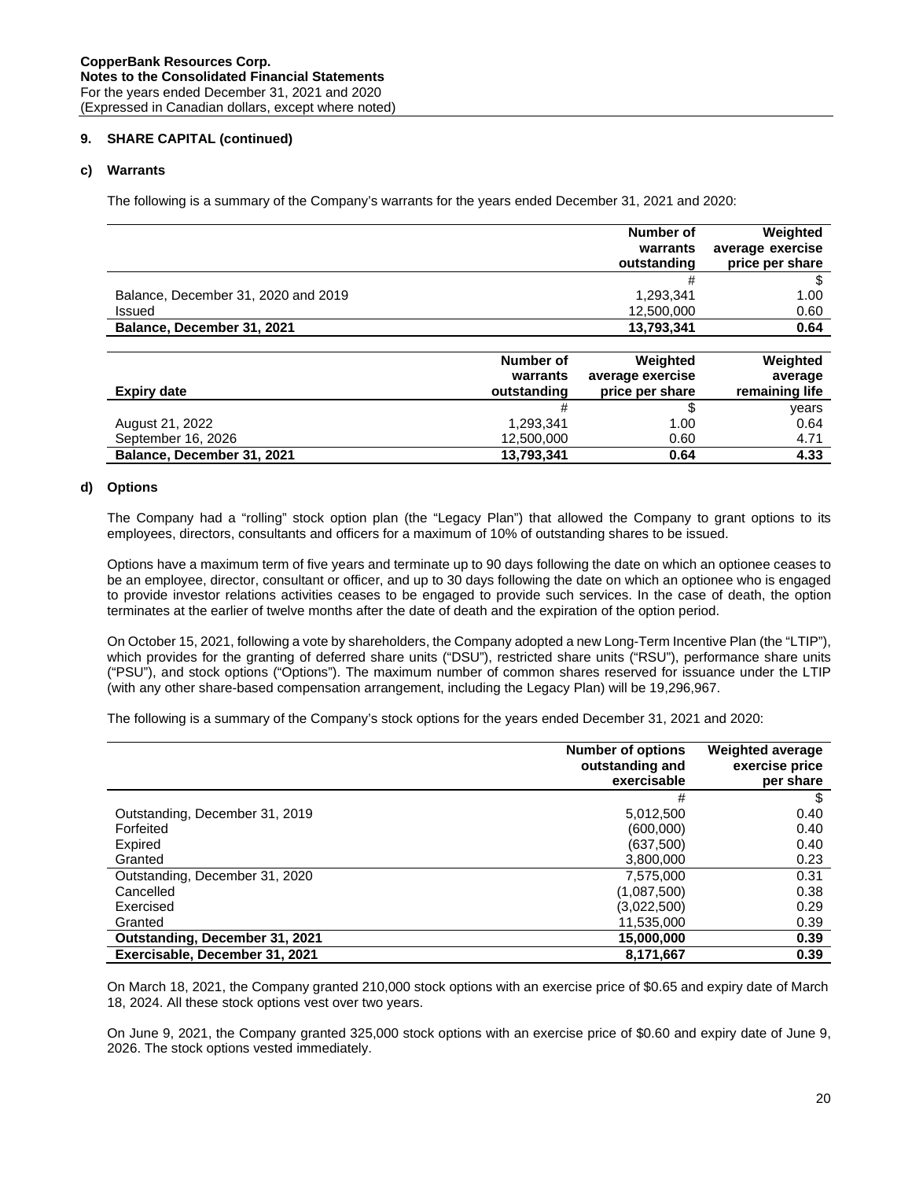## 9. SHARE CAPITAL (continued)

### c) Warrants

The following is a summary of the Company's warrants for the years ended December 31, 2021 and 2020:

| | Number of warrants outstanding | Weighted average exercise price per share |
|---|---|---|
| | # | $ |
| Balance, December 31, 2020 and 2019 | 1,293,341 | 1.00 |
| Issued | 12,500,000 | 0.60 |
| **Balance, December 31, 2021** | **13,793,341** | **0.64** |

| Expiry date | Number of warrants outstanding | Weighted average exercise price per share | Weighted average remaining life |
|---|---|---|---|
| | # | $ | years |
| August 21, 2022 | 1,293,341 | 1.00 | 0.64 |
| September 16, 2026 | 12,500,000 | 0.60 | 4.71 |
| **Balance, December 31, 2021** | **13,793,341** | **0.64** | **4.33** |

### d) Options

The Company had a "rolling" stock option plan (the "Legacy Plan") that allowed the Company to grant options to its employees, directors, consultants and officers for a maximum of 10% of outstanding shares to be issued.

Options have a maximum term of five years and terminate up to 90 days following the date on which an optionee ceases to be an employee, director, consultant or officer, and up to 30 days following the date on which an optionee who is engaged to provide investor relations activities ceases to be engaged to provide such services. In the case of death, the option terminates at the earlier of twelve months after the date of death and the expiration of the option period.

On October 15, 2021, following a vote by shareholders, the Company adopted a new Long-Term Incentive Plan (the "LTIP"), which provides for the granting of deferred share units ("DSU"), restricted share units ("RSU"), performance share units ("PSU"), and stock options ("Options"). The maximum number of common shares reserved for issuance under the LTIP (with any other share-based compensation arrangement, including the Legacy Plan) will be 19,296,967.

The following is a summary of the Company's stock options for the years ended December 31, 2021 and 2020:

| | Number of options outstanding and exercisable | Weighted average exercise price per share |
|---|---|---|
| | # | $ |
| Outstanding, December 31, 2019 | 5,012,500 | 0.40 |
| Forfeited | (600,000) | 0.40 |
| Expired | (637,500) | 0.40 |
| Granted | 3,800,000 | 0.23 |
| Outstanding, December 31, 2020 | 7,575,000 | 0.31 |
| Cancelled | (1,087,500) | 0.38 |
| Exercised | (3,022,500) | 0.29 |
| Granted | 11,535,000 | 0.39 |
| **Outstanding, December 31, 2021** | **15,000,000** | **0.39** |
| **Exercisable, December 31, 2021** | **8,171,667** | **0.39** |

On March 18, 2021, the Company granted 210,000 stock options with an exercise price of $0.65 and expiry date of March 18, 2024. All these stock options vest over two years.

On June 9, 2021, the Company granted 325,000 stock options with an exercise price of $0.60 and expiry date of June 9, 2026. The stock options vested immediately.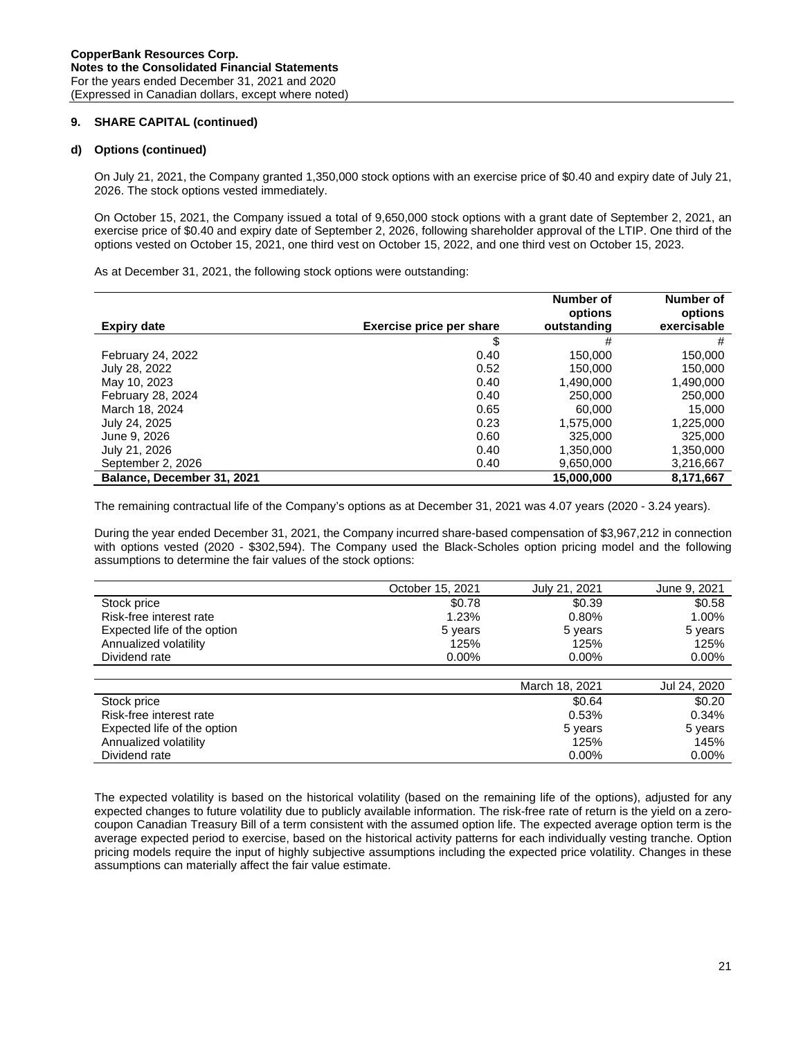**CopperBank Resources Corp.**
**Notes to the Consolidated Financial Statements**
For the years ended December 31, 2021 and 2020
(Expressed in Canadian dollars, except where noted)

## 9. SHARE CAPITAL (continued)

### d) Options (continued)

On July 21, 2021, the Company granted 1,350,000 stock options with an exercise price of $0.40 and expiry date of July 21, 2026. The stock options vested immediately.

On October 15, 2021, the Company issued a total of 9,650,000 stock options with a grant date of September 2, 2021, an exercise price of $0.40 and expiry date of September 2, 2026, following shareholder approval of the LTIP. One third of the options vested on October 15, 2021, one third vest on October 15, 2022, and one third vest on October 15, 2023.

As at December 31, 2021, the following stock options were outstanding:

| Expiry date | Exercise price per share | Number of options outstanding | Number of options exercisable |
|---|---|---|---|
| | $ | # | # |
| February 24, 2022 | 0.40 | 150,000 | 150,000 |
| July 28, 2022 | 0.52 | 150,000 | 150,000 |
| May 10, 2023 | 0.40 | 1,490,000 | 1,490,000 |
| February 28, 2024 | 0.40 | 250,000 | 250,000 |
| March 18, 2024 | 0.65 | 60,000 | 15,000 |
| July 24, 2025 | 0.23 | 1,575,000 | 1,225,000 |
| June 9, 2026 | 0.60 | 325,000 | 325,000 |
| July 21, 2026 | 0.40 | 1,350,000 | 1,350,000 |
| September 2, 2026 | 0.40 | 9,650,000 | 3,216,667 |
| **Balance, December 31, 2021** | | **15,000,000** | **8,171,667** |

The remaining contractual life of the Company's options as at December 31, 2021 was 4.07 years (2020 - 3.24 years).

During the year ended December 31, 2021, the Company incurred share-based compensation of $3,967,212 in connection with options vested (2020 - $302,594). The Company used the Black-Scholes option pricing model and the following assumptions to determine the fair values of the stock options:

| | October 15, 2021 | July 21, 2021 | June 9, 2021 |
|---|---|---|---|
| Stock price | $0.78 | $0.39 | $0.58 |
| Risk-free interest rate | 1.23% | 0.80% | 1.00% |
| Expected life of the option | 5 years | 5 years | 5 years |
| Annualized volatility | 125% | 125% | 125% |
| Dividend rate | 0.00% | 0.00% | 0.00% |

| | March 18, 2021 | Jul 24, 2020 |
|---|---|---|
| Stock price | $0.64 | $0.20 |
| Risk-free interest rate | 0.53% | 0.34% |
| Expected life of the option | 5 years | 5 years |
| Annualized volatility | 125% | 145% |
| Dividend rate | 0.00% | 0.00% |

The expected volatility is based on the historical volatility (based on the remaining life of the options), adjusted for any expected changes to future volatility due to publicly available information. The risk-free rate of return is the yield on a zero-coupon Canadian Treasury Bill of a term consistent with the assumed option life. The expected average option term is the average expected period to exercise, based on the historical activity patterns for each individually vesting tranche. Option pricing models require the input of highly subjective assumptions including the expected price volatility. Changes in these assumptions can materially affect the fair value estimate.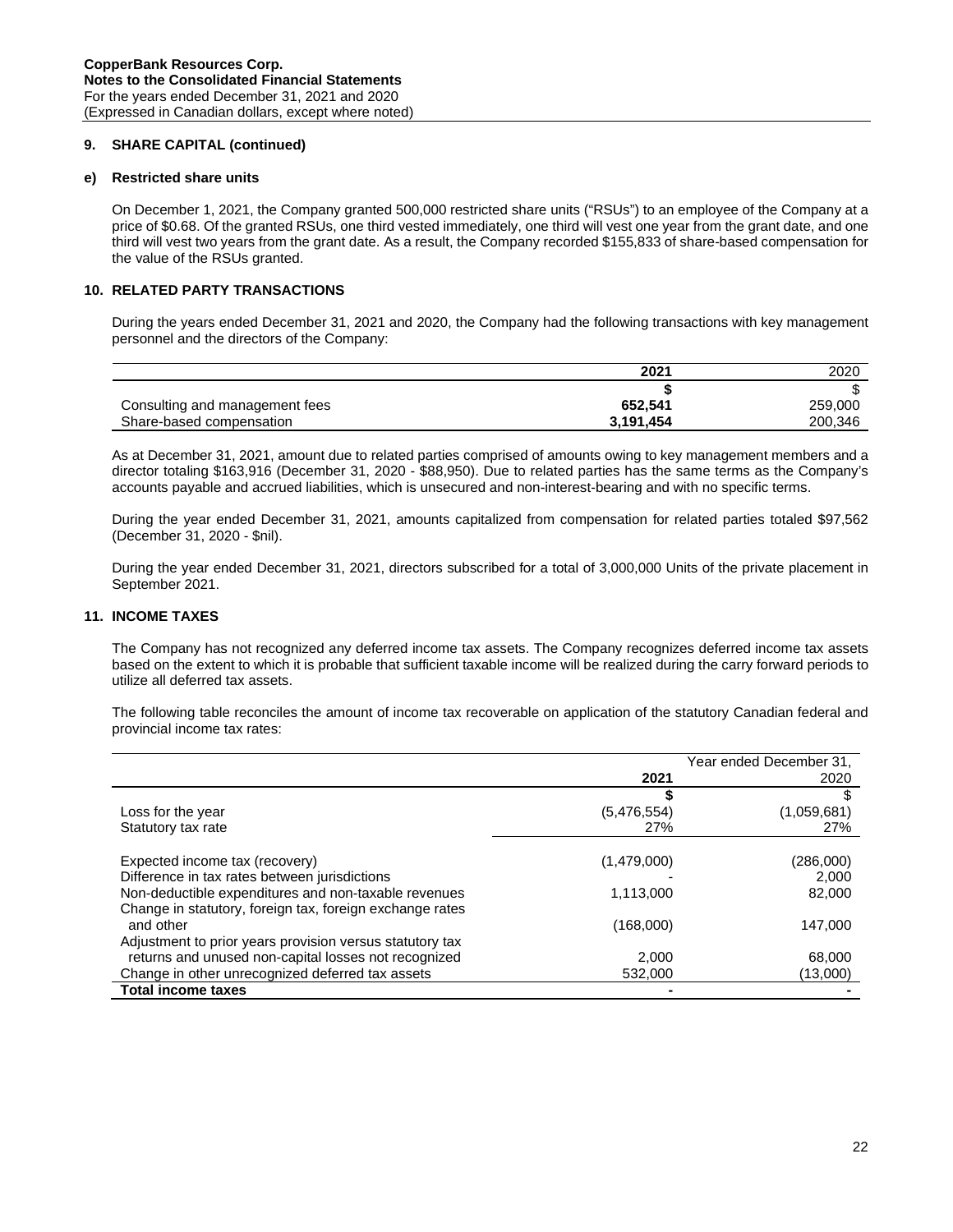**CopperBank Resources Corp.**
**Notes to the Consolidated Financial Statements**
For the years ended December 31, 2021 and 2020
(Expressed in Canadian dollars, except where noted)

## 9. SHARE CAPITAL (continued)

### e) Restricted share units

On December 1, 2021, the Company granted 500,000 restricted share units ("RSUs") to an employee of the Company at a price of $0.68. Of the granted RSUs, one third vested immediately, one third will vest one year from the grant date, and one third will vest two years from the grant date. As a result, the Company recorded $155,833 of share-based compensation for the value of the RSUs granted.

## 10. RELATED PARTY TRANSACTIONS

During the years ended December 31, 2021 and 2020, the Company had the following transactions with key management personnel and the directors of the Company:

| | 2021 | 2020 |
|---|---|---|
| | $ | $ |
| Consulting and management fees | 652,541 | 259,000 |
| Share-based compensation | 3,191,454 | 200,346 |

As at December 31, 2021, amount due to related parties comprised of amounts owing to key management members and a director totaling $163,916 (December 31, 2020 - $88,950). Due to related parties has the same terms as the Company's accounts payable and accrued liabilities, which is unsecured and non-interest-bearing and with no specific terms.

During the year ended December 31, 2021, amounts capitalized from compensation for related parties totaled $97,562 (December 31, 2020 - $nil).

During the year ended December 31, 2021, directors subscribed for a total of 3,000,000 Units of the private placement in September 2021.

## 11. INCOME TAXES

The Company has not recognized any deferred income tax assets. The Company recognizes deferred income tax assets based on the extent to which it is probable that sufficient taxable income will be realized during the carry forward periods to utilize all deferred tax assets.

The following table reconciles the amount of income tax recoverable on application of the statutory Canadian federal and provincial income tax rates:

| | Year ended December 31, | |
|---|---|---|
| | 2021 | 2020 |
| | $ | $ |
| Loss for the year | (5,476,554) | (1,059,681) |
| Statutory tax rate | 27% | 27% |
| Expected income tax (recovery) | (1,479,000) | (286,000) |
| Difference in tax rates between jurisdictions | - | 2,000 |
| Non-deductible expenditures and non-taxable revenues | 1,113,000 | 82,000 |
| Change in statutory, foreign tax, foreign exchange rates and other | (168,000) | 147,000 |
| Adjustment to prior years provision versus statutory tax returns and unused non-capital losses not recognized | 2,000 | 68,000 |
| Change in other unrecognized deferred tax assets | 532,000 | (13,000) |
| **Total income taxes** | **-** | **-** |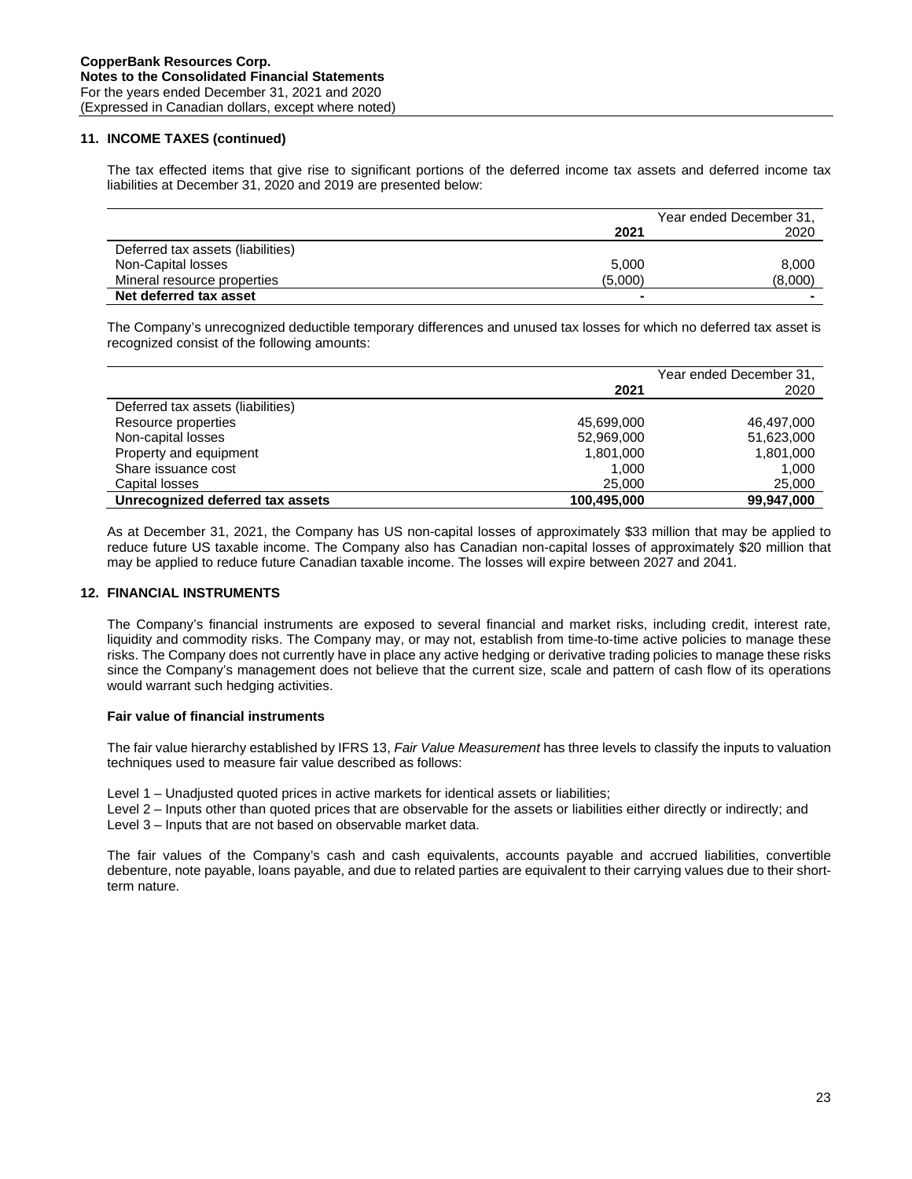## 11. INCOME TAXES (continued)

The tax effected items that give rise to significant portions of the deferred income tax assets and deferred income tax liabilities at December 31, 2020 and 2019 are presented below:

| | Year ended December 31, | |
|---|---|---|
| | **2021** | 2020 |
| Deferred tax assets (liabilities) | | |
| Non-Capital losses | 5,000 | 8,000 |
| Mineral resource properties | (5,000) | (8,000) |
| **Net deferred tax asset** | **-** | **-** |

The Company's unrecognized deductible temporary differences and unused tax losses for which no deferred tax asset is recognized consist of the following amounts:

| | Year ended December 31, | |
|---|---|---|
| | **2021** | 2020 |
| Deferred tax assets (liabilities) | | |
| Resource properties | 45,699,000 | 46,497,000 |
| Non-capital losses | 52,969,000 | 51,623,000 |
| Property and equipment | 1,801,000 | 1,801,000 |
| Share issuance cost | 1,000 | 1,000 |
| Capital losses | 25,000 | 25,000 |
| **Unrecognized deferred tax assets** | **100,495,000** | **99,947,000** |

As at December 31, 2021, the Company has US non-capital losses of approximately $33 million that may be applied to reduce future US taxable income. The Company also has Canadian non-capital losses of approximately $20 million that may be applied to reduce future Canadian taxable income. The losses will expire between 2027 and 2041.

## 12. FINANCIAL INSTRUMENTS

The Company's financial instruments are exposed to several financial and market risks, including credit, interest rate, liquidity and commodity risks. The Company may, or may not, establish from time-to-time active policies to manage these risks. The Company does not currently have in place any active hedging or derivative trading policies to manage these risks since the Company's management does not believe that the current size, scale and pattern of cash flow of its operations would warrant such hedging activities.

### Fair value of financial instruments

The fair value hierarchy established by IFRS 13, *Fair Value Measurement* has three levels to classify the inputs to valuation techniques used to measure fair value described as follows:

Level 1 – Unadjusted quoted prices in active markets for identical assets or liabilities;
Level 2 – Inputs other than quoted prices that are observable for the assets or liabilities either directly or indirectly; and
Level 3 – Inputs that are not based on observable market data.

The fair values of the Company's cash and cash equivalents, accounts payable and accrued liabilities, convertible debenture, note payable, loans payable, and due to related parties are equivalent to their carrying values due to their short-term nature.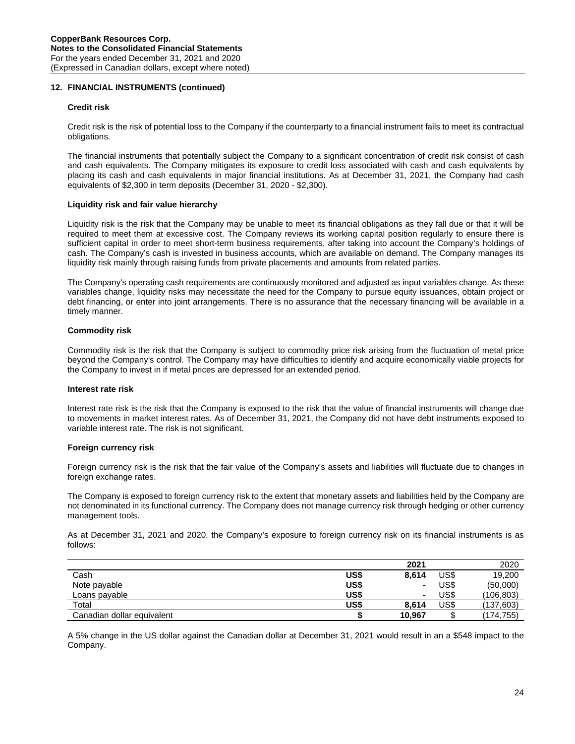## 12. FINANCIAL INSTRUMENTS (continued)

### Credit risk

Credit risk is the risk of potential loss to the Company if the counterparty to a financial instrument fails to meet its contractual obligations.

The financial instruments that potentially subject the Company to a significant concentration of credit risk consist of cash and cash equivalents. The Company mitigates its exposure to credit loss associated with cash and cash equivalents by placing its cash and cash equivalents in major financial institutions. As at December 31, 2021, the Company had cash equivalents of $2,300 in term deposits (December 31, 2020 - $2,300).

### Liquidity risk and fair value hierarchy

Liquidity risk is the risk that the Company may be unable to meet its financial obligations as they fall due or that it will be required to meet them at excessive cost. The Company reviews its working capital position regularly to ensure there is sufficient capital in order to meet short-term business requirements, after taking into account the Company's holdings of cash. The Company's cash is invested in business accounts, which are available on demand. The Company manages its liquidity risk mainly through raising funds from private placements and amounts from related parties.

The Company's operating cash requirements are continuously monitored and adjusted as input variables change. As these variables change, liquidity risks may necessitate the need for the Company to pursue equity issuances, obtain project or debt financing, or enter into joint arrangements. There is no assurance that the necessary financing will be available in a timely manner.

### Commodity risk

Commodity risk is the risk that the Company is subject to commodity price risk arising from the fluctuation of metal price beyond the Company's control. The Company may have difficulties to identify and acquire economically viable projects for the Company to invest in if metal prices are depressed for an extended period.

### Interest rate risk

Interest rate risk is the risk that the Company is exposed to the risk that the value of financial instruments will change due to movements in market interest rates. As of December 31, 2021, the Company did not have debt instruments exposed to variable interest rate. The risk is not significant.

### Foreign currency risk

Foreign currency risk is the risk that the fair value of the Company's assets and liabilities will fluctuate due to changes in foreign exchange rates.

The Company is exposed to foreign currency risk to the extent that monetary assets and liabilities held by the Company are not denominated in its functional currency. The Company does not manage currency risk through hedging or other currency management tools.

As at December 31, 2021 and 2020, the Company's exposure to foreign currency risk on its financial instruments is as follows:

| | | 2021 | | 2020 |
|---|---|---|---|---|
| Cash | US$ | 8,614 | US$ | 19,200 |
| Note payable | US$ | - | US$ | (50,000) |
| Loans payable | US$ | - | US$ | (106,803) |
| Total | US$ | 8,614 | US$ | (137,603) |
| Canadian dollar equivalent | $ | 10,967 | $ | (174,755) |

A 5% change in the US dollar against the Canadian dollar at December 31, 2021 would result in an a $548 impact to the Company.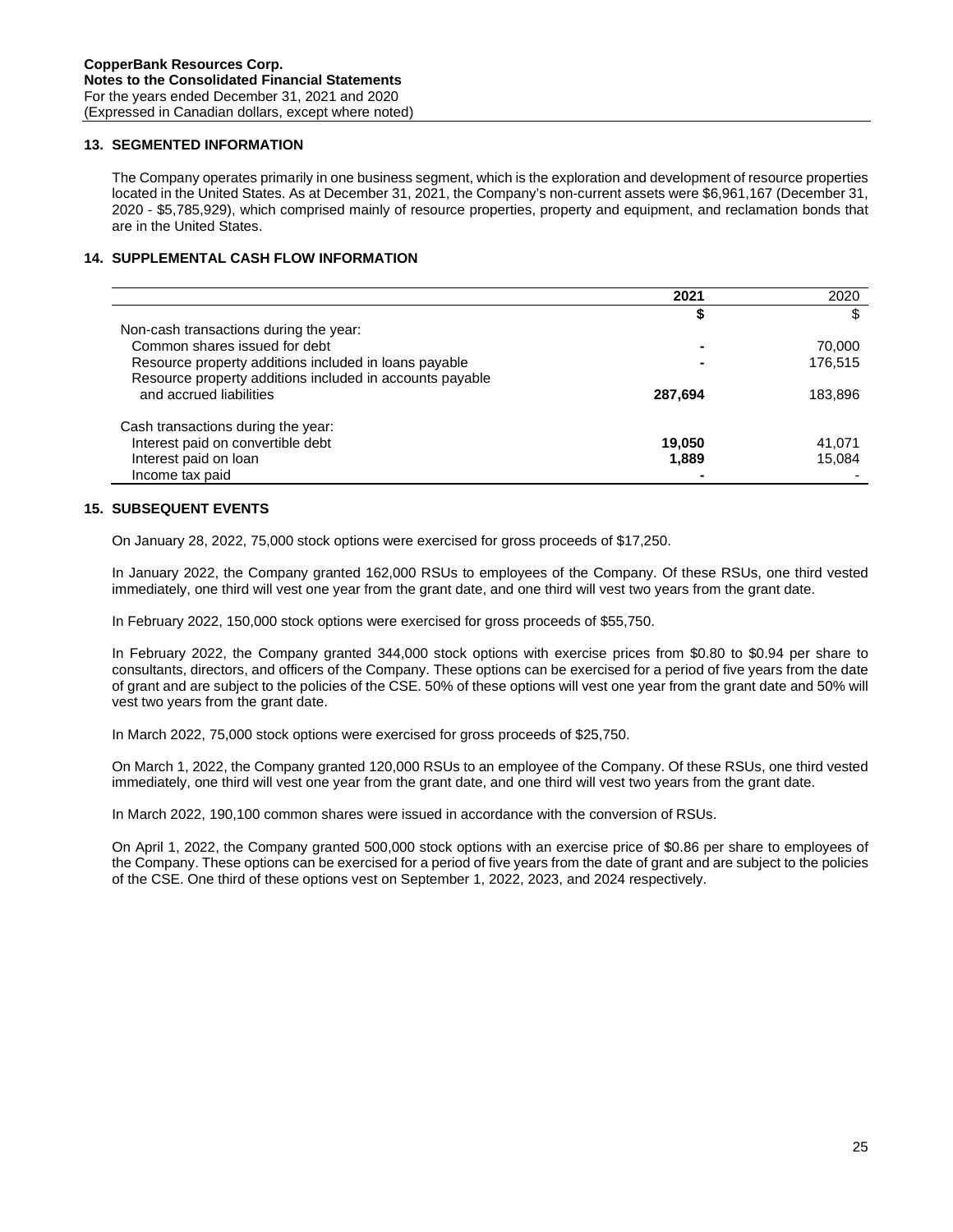## 13. SEGMENTED INFORMATION

The Company operates primarily in one business segment, which is the exploration and development of resource properties located in the United States. As at December 31, 2021, the Company's non-current assets were $6,961,167 (December 31, 2020 - $5,785,929), which comprised mainly of resource properties, property and equipment, and reclamation bonds that are in the United States.

## 14. SUPPLEMENTAL CASH FLOW INFORMATION

| | **2021** | 2020 |
|---|---|---|
| | **$** | $ |
| Non-cash transactions during the year: | | |
| Common shares issued for debt | **-** | 70,000 |
| Resource property additions included in loans payable | **-** | 176,515 |
| Resource property additions included in accounts payable and accrued liabilities | **287,694** | 183,896 |
| Cash transactions during the year: | | |
| Interest paid on convertible debt | **19,050** | 41,071 |
| Interest paid on loan | **1,889** | 15,084 |
| Income tax paid | **-** | - |

## 15. SUBSEQUENT EVENTS

On January 28, 2022, 75,000 stock options were exercised for gross proceeds of $17,250.

In January 2022, the Company granted 162,000 RSUs to employees of the Company. Of these RSUs, one third vested immediately, one third will vest one year from the grant date, and one third will vest two years from the grant date.

In February 2022, 150,000 stock options were exercised for gross proceeds of $55,750.

In February 2022, the Company granted 344,000 stock options with exercise prices from $0.80 to $0.94 per share to consultants, directors, and officers of the Company. These options can be exercised for a period of five years from the date of grant and are subject to the policies of the CSE. 50% of these options will vest one year from the grant date and 50% will vest two years from the grant date.

In March 2022, 75,000 stock options were exercised for gross proceeds of $25,750.

On March 1, 2022, the Company granted 120,000 RSUs to an employee of the Company. Of these RSUs, one third vested immediately, one third will vest one year from the grant date, and one third will vest two years from the grant date.

In March 2022, 190,100 common shares were issued in accordance with the conversion of RSUs.

On April 1, 2022, the Company granted 500,000 stock options with an exercise price of $0.86 per share to employees of the Company. These options can be exercised for a period of five years from the date of grant and are subject to the policies of the CSE. One third of these options vest on September 1, 2022, 2023, and 2024 respectively.